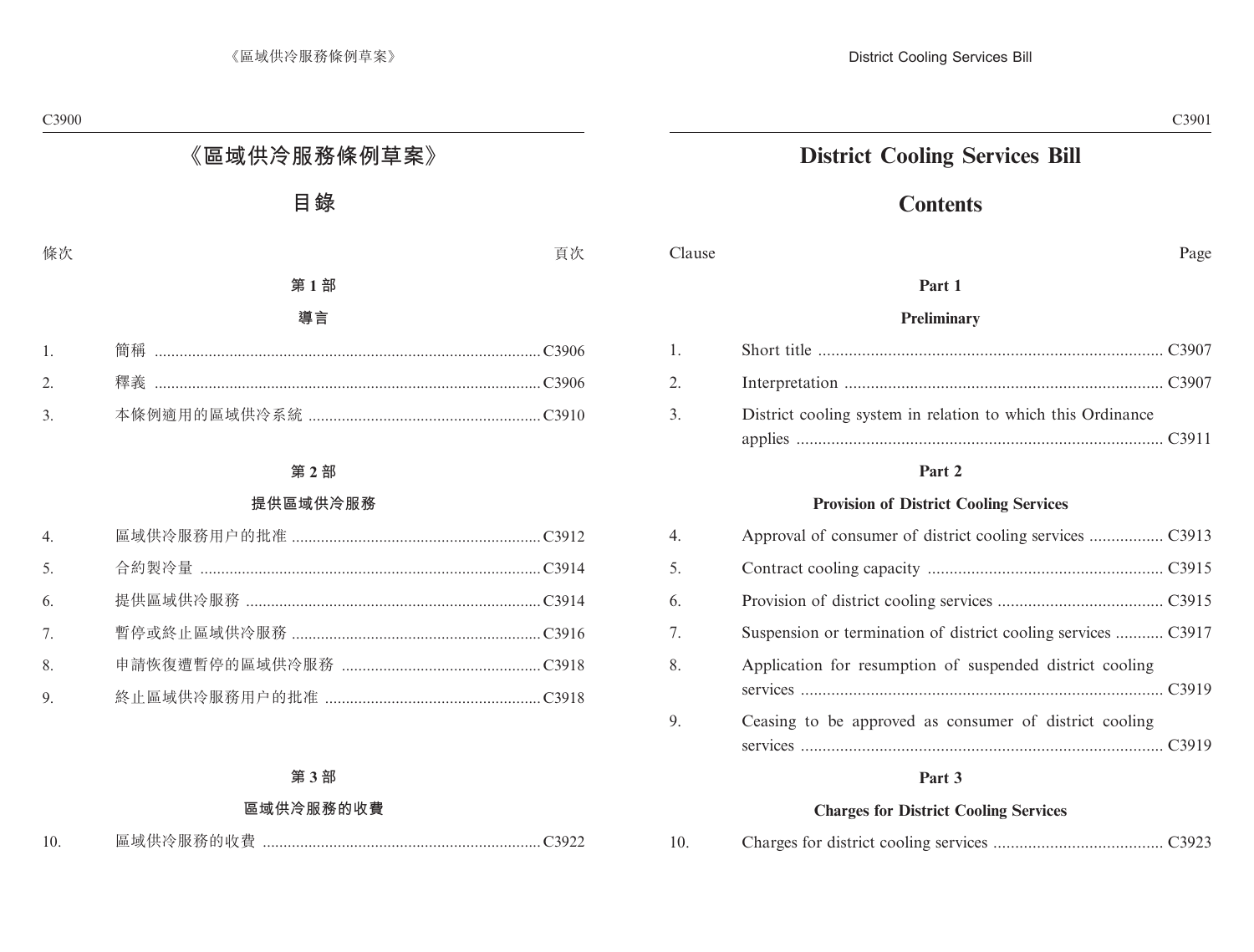# 《區域供冷服務條例草案》

## 目錄

| 條次 | | 頁次 |
|---|---|---|
| | **第 1 部** | |
| | **導言** | |
| 1. | 簡稱 | C3906 |
| 2. | 釋義 | C3906 |
| 3. | 本條例適用的區域供冷系統 | C3910 |
| | **第 2 部** | |
| | **提供區域供冷服務** | |
| 4. | 區域供冷服務用户的批准 | C3912 |
| 5. | 合約製冷量 | C3914 |
| 6. | 提供區域供冷服務 | C3914 |
| 7. | 暫停或終止區域供冷服務 | C3916 |
| 8. | 申請恢復遭暫停的區域供冷服務 | C3918 |
| 9. | 終止區域供冷服務用户的批准 | C3918 |
| | **第 3 部** | |
| | **區域供冷服務的收費** | |
| 10. | 區域供冷服務的收費 | C3922 |

# District Cooling Services Bill

## Contents

| Clause | | Page |
|---|---|---|
| | **Part 1** | |
| | **Preliminary** | |
| 1. | Short title | C3907 |
| 2. | Interpretation | C3907 |
| 3. | District cooling system in relation to which this Ordinance applies | C3911 |
| | **Part 2** | |
| | **Provision of District Cooling Services** | |
| 4. | Approval of consumer of district cooling services | C3913 |
| 5. | Contract cooling capacity | C3915 |
| 6. | Provision of district cooling services | C3915 |
| 7. | Suspension or termination of district cooling services | C3917 |
| 8. | Application for resumption of suspended district cooling services | C3919 |
| 9. | Ceasing to be approved as consumer of district cooling services | C3919 |
| | **Part 3** | |
| | **Charges for District Cooling Services** | |
| 10. | Charges for district cooling services | C3923 |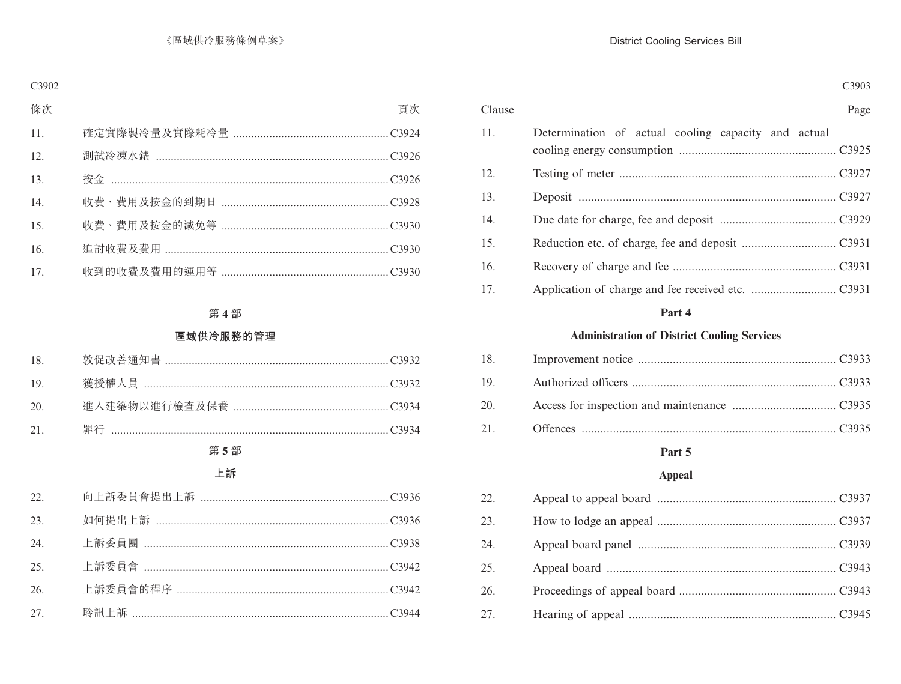| 條次 | | 頁次 |
|---|---|---|
| 11. | 確定實際製冷量及實際耗冷量 | C3924 |
| 12. | 測試冷凍水錶 | C3926 |
| 13. | 按金 | C3926 |
| 14. | 收費、費用及按金的到期日 | C3928 |
| 15. | 收費、費用及按金的減免等 | C3930 |
| 16. | 追討收費及費用 | C3930 |
| 17. | 收到的收費及費用的運用等 | C3930 |

**第 4 部**

**區域供冷服務的管理**

| | | |
|---|---|---|
| 18. | 敦促改善通知書 | C3932 |
| 19. | 獲授權人員 | C3932 |
| 20. | 進入建築物以進行檢查及保養 | C3934 |
| 21. | 罪行 | C3934 |

**第 5 部**

**上訴**

| | | |
|---|---|---|
| 22. | 向上訴委員會提出上訴 | C3936 |
| 23. | 如何提出上訴 | C3936 |
| 24. | 上訴委員團 | C3938 |
| 25. | 上訴委員會 | C3942 |
| 26. | 上訴委員會的程序 | C3942 |
| 27. | 聆訊上訴 | C3944 |

| Clause | | Page |
|---|---|---|
| 11. | Determination of actual cooling capacity and actual cooling energy consumption | C3925 |
| 12. | Testing of meter | C3927 |
| 13. | Deposit | C3927 |
| 14. | Due date for charge, fee and deposit | C3929 |
| 15. | Reduction etc. of charge, fee and deposit | C3931 |
| 16. | Recovery of charge and fee | C3931 |
| 17. | Application of charge and fee received etc. | C3931 |

**Part 4**

**Administration of District Cooling Services**

| | | |
|---|---|---|
| 18. | Improvement notice | C3933 |
| 19. | Authorized officers | C3933 |
| 20. | Access for inspection and maintenance | C3935 |
| 21. | Offences | C3935 |

**Part 5**

**Appeal**

| | | |
|---|---|---|
| 22. | Appeal to appeal board | C3937 |
| 23. | How to lodge an appeal | C3937 |
| 24. | Appeal board panel | C3939 |
| 25. | Appeal board | C3943 |
| 26. | Proceedings of appeal board | C3943 |
| 27. | Hearing of appeal | C3945 |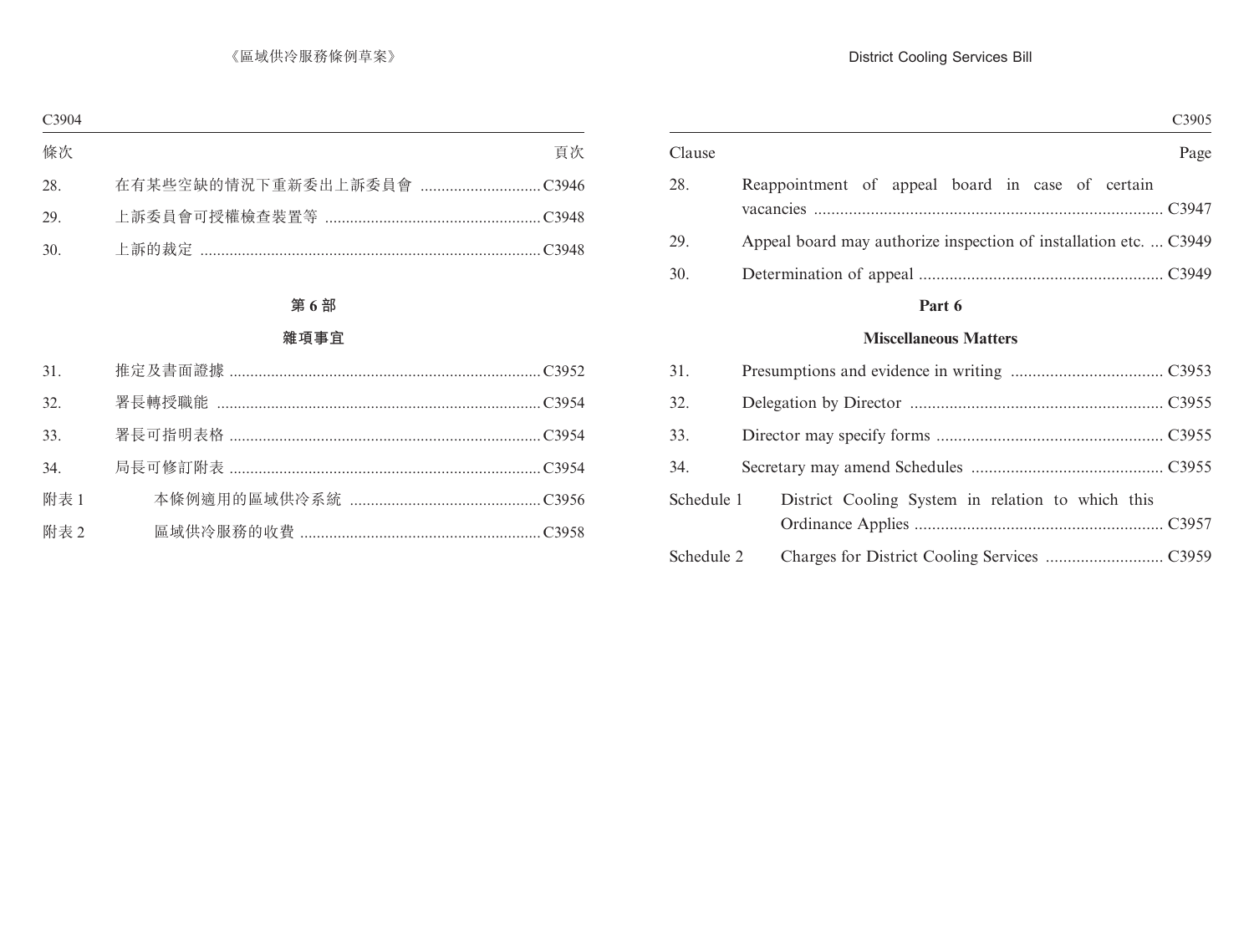| 條次 | | 頁次 |
|---|---|---|
| 28. | 在有某些空缺的情況下重新委出上訴委員會 | C3946 |
| 29. | 上訴委員會可授權檢查裝置等 | C3948 |
| 30. | 上訴的裁定 | C3948 |

**第 6 部**

**雜項事宜**

| | | |
|---|---|---|
| 31. | 推定及書面證據 | C3952 |
| 32. | 署長轉授職能 | C3954 |
| 33. | 署長可指明表格 | C3954 |
| 34. | 局長可修訂附表 | C3954 |
| 附表 1 | 本條例適用的區域供冷系統 | C3956 |
| 附表 2 | 區域供冷服務的收費 | C3958 |

| Clause | | Page |
|---|---|---|
| 28. | Reappointment of appeal board in case of certain vacancies | C3947 |
| 29. | Appeal board may authorize inspection of installation etc. | C3949 |
| 30. | Determination of appeal | C3949 |

**Part 6**

**Miscellaneous Matters**

| | | |
|---|---|---|
| 31. | Presumptions and evidence in writing | C3953 |
| 32. | Delegation by Director | C3955 |
| 33. | Director may specify forms | C3955 |
| 34. | Secretary may amend Schedules | C3955 |
| Schedule 1 | District Cooling System in relation to which this Ordinance Applies | C3957 |
| Schedule 2 | Charges for District Cooling Services | C3959 |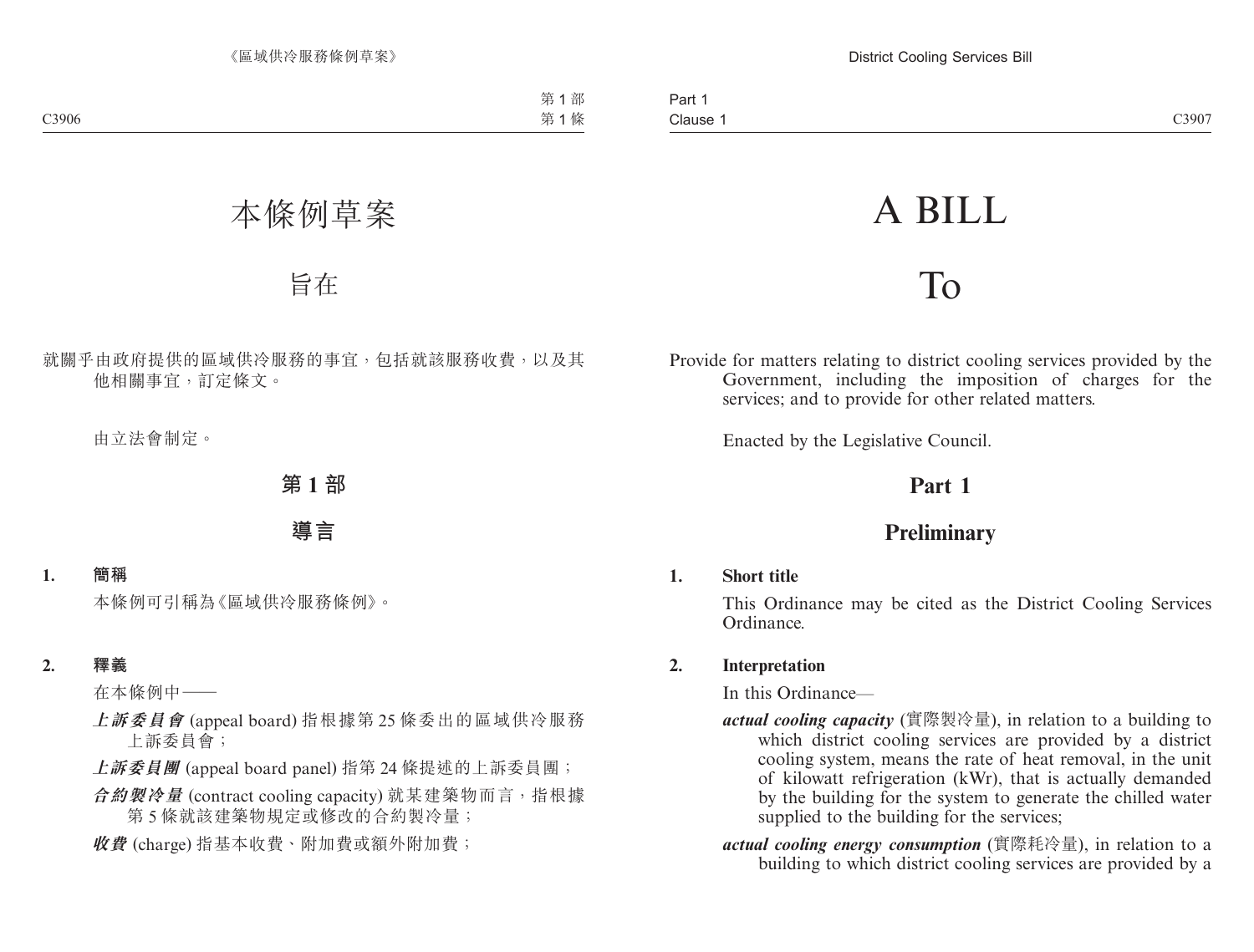# 本條例草案

## 旨在

就關乎由政府提供的區域供冷服務的事宜，包括就該服務收費，以及其他相關事宜，訂定條文。

由立法會制定。

## 第 1 部

## 導言

**1. 簡稱**

本條例可引稱為《區域供冷服務條例》。

**2. 釋義**

在本條例中——

***上訴委員會*** (appeal board) 指根據第 25 條委出的區域供冷服務上訴委員會；

***上訴委員團*** (appeal board panel) 指第 24 條提述的上訴委員團；

***合約製冷量*** (contract cooling capacity) 就某建築物而言，指根據第 5 條就該建築物規定或修改的合約製冷量；

***收費*** (charge) 指基本收費、附加費或額外附加費；

# A BILL

## To

Provide for matters relating to district cooling services provided by the Government, including the imposition of charges for the services; and to provide for other related matters.

Enacted by the Legislative Council.

## Part 1

## Preliminary

**1. Short title**

This Ordinance may be cited as the District Cooling Services Ordinance.

**2. Interpretation**

In this Ordinance—

***actual cooling capacity*** (實際製冷量), in relation to a building to which district cooling services are provided by a district cooling system, means the rate of heat removal, in the unit of kilowatt refrigeration (kWr), that is actually demanded by the building for the system to generate the chilled water supplied to the building for the services;

***actual cooling energy consumption*** (實際耗冷量), in relation to a building to which district cooling services are provided by a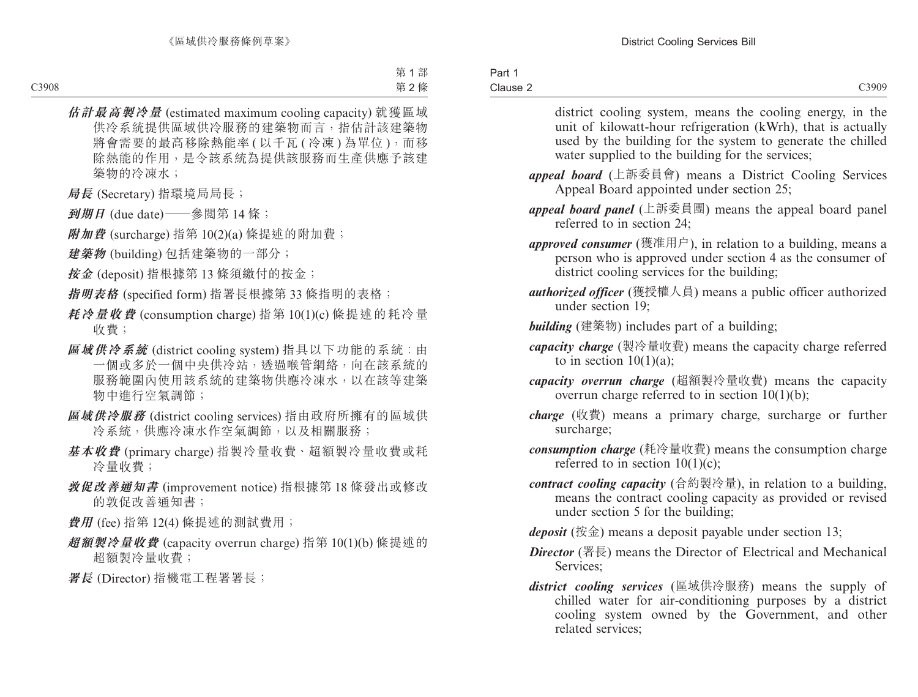***估計最高製冷量*** (estimated maximum cooling capacity) 就獲區域供冷系統提供區域供冷服務的建築物而言，指估計該建築物將會需要的最高移除熱能率 ( 以千瓦 ( 冷凍 ) 為單位 )，而移除熱能的作用，是令該系統為提供該服務而生產供應予該建築物的冷凍水；

***局長*** (Secretary) 指環境局局長；

***到期日*** (due date)——參閱第 14 條；

***附加費*** (surcharge) 指第 10(2)(a) 條提述的附加費；

***建築物*** (building) 包括建築物的一部分；

***按金*** (deposit) 指根據第 13 條須繳付的按金；

***指明表格*** (specified form) 指署長根據第 33 條指明的表格；

***耗冷量收費*** (consumption charge) 指第 10(1)(c) 條提述的耗冷量收費；

***區域供冷系統*** (district cooling system) 指具以下功能的系統：由一個或多於一個中央供冷站，透過喉管網絡，向在該系統的服務範圍內使用該系統的建築物供應冷凍水，以在該等建築物中進行空氣調節；

***區域供冷服務*** (district cooling services) 指由政府所擁有的區域供冷系統，供應冷凍水作空氣調節，以及相關服務；

***基本收費*** (primary charge) 指製冷量收費、超額製冷量收費或耗冷量收費；

***敦促改善通知書*** (improvement notice) 指根據第 18 條發出或修改的敦促改善通知書；

***費用*** (fee) 指第 12(4) 條提述的測試費用；

***超額製冷量收費*** (capacity overrun charge) 指第 10(1)(b) 條提述的超額製冷量收費；

***署長*** (Director) 指機電工程署署長；

district cooling system, means the cooling energy, in the unit of kilowatt-hour refrigeration (kWrh), that is actually used by the building for the system to generate the chilled water supplied to the building for the services;

***appeal board*** (上訴委員會) means a District Cooling Services Appeal Board appointed under section 25;

***appeal board panel*** (上訴委員團) means the appeal board panel referred to in section 24;

***approved consumer*** (獲准用户), in relation to a building, means a person who is approved under section 4 as the consumer of district cooling services for the building;

***authorized officer*** (獲授權人員) means a public officer authorized under section 19;

***building*** (建築物) includes part of a building;

***capacity charge*** (製冷量收費) means the capacity charge referred to in section 10(1)(a);

***capacity overrun charge*** (超額製冷量收費) means the capacity overrun charge referred to in section 10(1)(b);

***charge*** (收費) means a primary charge, surcharge or further surcharge;

***consumption charge*** (耗冷量收費) means the consumption charge referred to in section 10(1)(c);

***contract cooling capacity*** (合約製冷量), in relation to a building, means the contract cooling capacity as provided or revised under section 5 for the building;

***deposit*** (按金) means a deposit payable under section 13;

***Director*** (署長) means the Director of Electrical and Mechanical Services;

***district cooling services*** (區域供冷服務) means the supply of chilled water for air-conditioning purposes by a district cooling system owned by the Government, and other related services;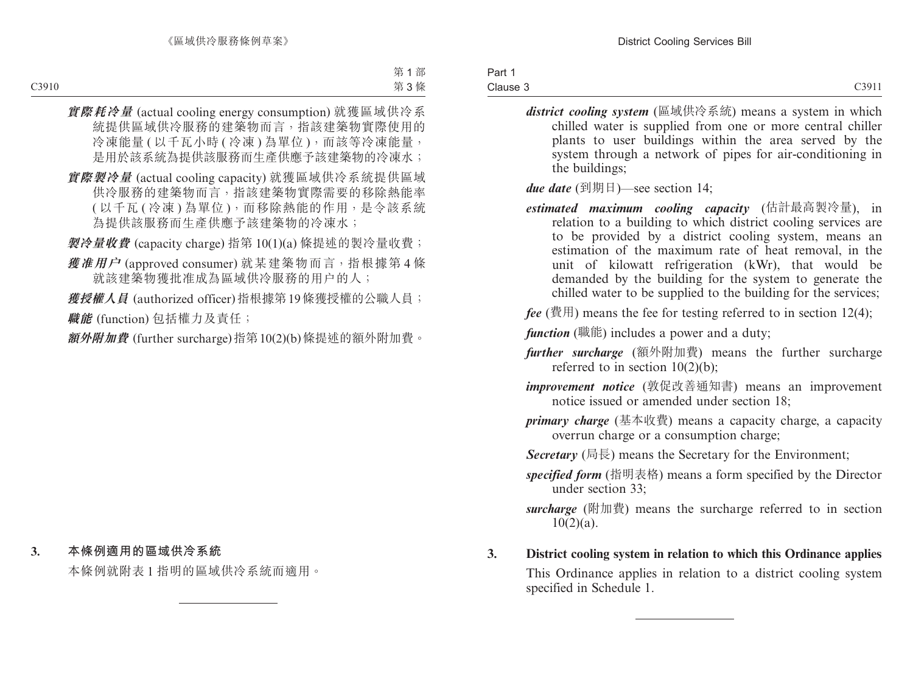***實際耗冷量*** (actual cooling energy consumption) 就獲區域供冷系統提供區域供冷服務的建築物而言，指該建築物實際使用的冷凍能量 ( 以千瓦小時 ( 冷凍 ) 為單位 )，而該等冷凍能量，是用於該系統為提供該服務而生產供應予該建築物的冷凍水；

***實際製冷量*** (actual cooling capacity) 就獲區域供冷系統提供區域供冷服務的建築物而言，指該建築物實際需要的移除熱能率 ( 以千瓦 ( 冷凍 ) 為單位 )，而移除熱能的作用，是令該系統為提供該服務而生產供應予該建築物的冷凍水；

***製冷量收費*** (capacity charge) 指第 10(1)(a) 條提述的製冷量收費；

***獲准用戶*** (approved consumer) 就某建築物而言，指根據第 4 條就該建築物獲批准成為區域供冷服務的用户的人；

***獲授權人員*** (authorized officer) 指根據第 19 條獲授權的公職人員；

***職能*** (function) 包括權力及責任；

***額外附加費*** (further surcharge) 指第 10(2)(b) 條提述的額外附加費。

### 3. 本條例適用的區域供冷系統

本條例就附表 1 指明的區域供冷系統而適用。

---

***district cooling system*** (區域供冷系統) means a system in which chilled water is supplied from one or more central chiller plants to user buildings within the area served by the system through a network of pipes for air-conditioning in the buildings;

***due date*** (到期日)—see section 14;

***estimated maximum cooling capacity*** (估計最高製冷量), in relation to a building to which district cooling services are to be provided by a district cooling system, means an estimation of the maximum rate of heat removal, in the unit of kilowatt refrigeration (kWr), that would be demanded by the building for the system to generate the chilled water to be supplied to the building for the services;

***fee*** (費用) means the fee for testing referred to in section 12(4);

***function*** (職能) includes a power and a duty;

***further surcharge*** (額外附加費) means the further surcharge referred to in section 10(2)(b);

***improvement notice*** (敦促改善通知書) means an improvement notice issued or amended under section 18;

***primary charge*** (基本收費) means a capacity charge, a capacity overrun charge or a consumption charge;

***Secretary*** (局長) means the Secretary for the Environment;

***specified form*** (指明表格) means a form specified by the Director under section 33;

***surcharge*** (附加費) means the surcharge referred to in section 10(2)(a).

### 3. District cooling system in relation to which this Ordinance applies

This Ordinance applies in relation to a district cooling system specified in Schedule 1.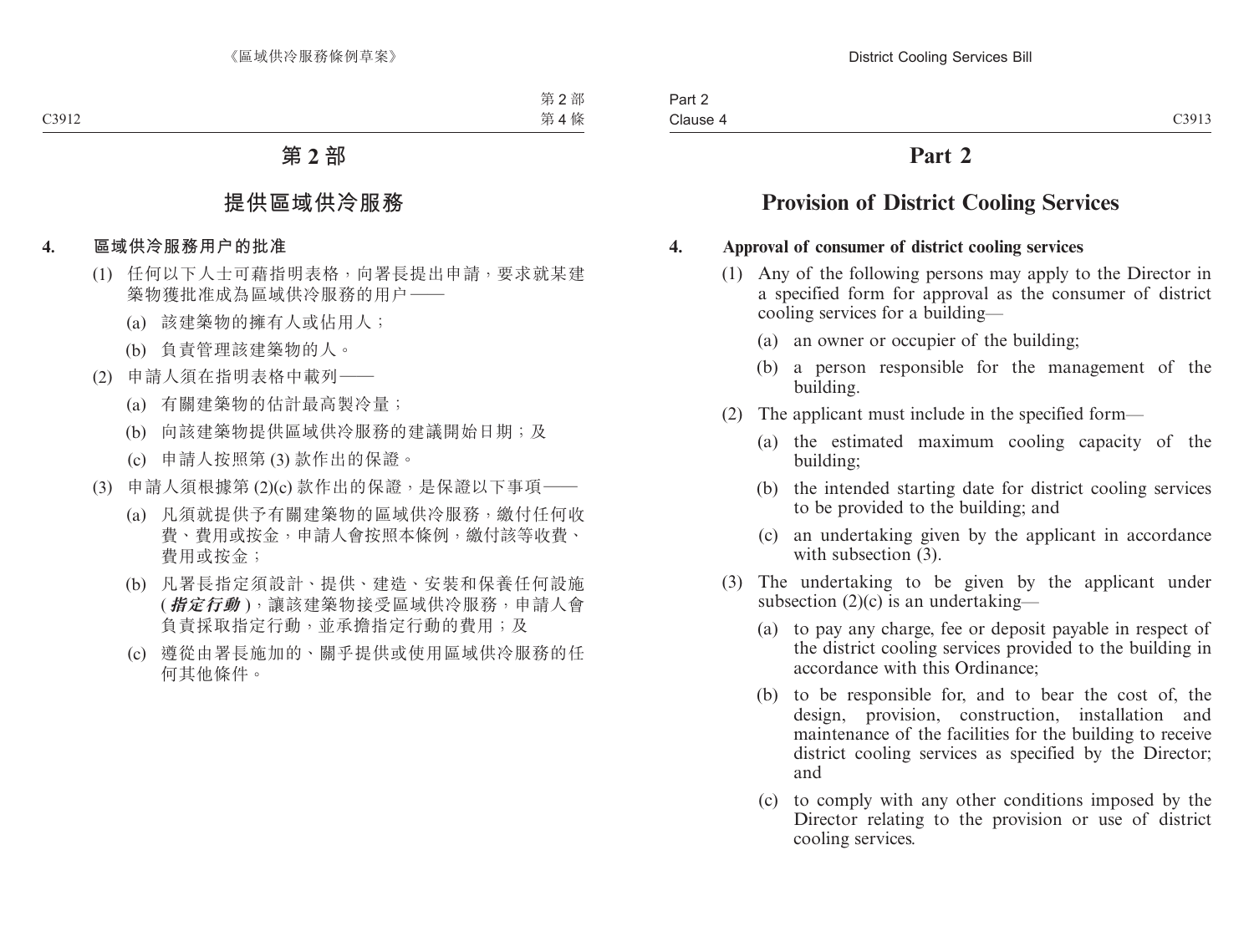# 第 2 部

## 提供區域供冷服務

### 4. 區域供冷服務用户的批准

(1) 任何以下人士可藉指明表格，向署長提出申請，要求就某建築物獲批准成為區域供冷服務的用户 ——

(a) 該建築物的擁有人或佔用人；

(b) 負責管理該建築物的人。

(2) 申請人須在指明表格中載列——

(a) 有關建築物的估計最高製冷量；

(b) 向該建築物提供區域供冷服務的建議開始日期；及

(c) 申請人按照第 (3) 款作出的保證。

(3) 申請人須根據第 (2)(c) 款作出的保證，是保證以下事項——

(a) 凡須就提供予有關建築物的區域供冷服務，繳付任何收費、費用或按金，申請人會按照本條例，繳付該等收費、費用或按金；

(b) 凡署長指定須設計、提供、建造、安裝和保養任何設施 (***指定行動***)，讓該建築物接受區域供冷服務，申請人會負責採取指定行動，並承擔指定行動的費用；及

(c) 遵從由署長施加的、關乎提供或使用區域供冷服務的任何其他條件。

# Part 2

## Provision of District Cooling Services

### 4. Approval of consumer of district cooling services

(1) Any of the following persons may apply to the Director in a specified form for approval as the consumer of district cooling services for a building—

(a) an owner or occupier of the building;

(b) a person responsible for the management of the building.

(2) The applicant must include in the specified form—

(a) the estimated maximum cooling capacity of the building;

(b) the intended starting date for district cooling services to be provided to the building; and

(c) an undertaking given by the applicant in accordance with subsection (3).

(3) The undertaking to be given by the applicant under subsection (2)(c) is an undertaking—

(a) to pay any charge, fee or deposit payable in respect of the district cooling services provided to the building in accordance with this Ordinance;

(b) to be responsible for, and to bear the cost of, the design, provision, construction, installation and maintenance of the facilities for the building to receive district cooling services as specified by the Director; and

(c) to comply with any other conditions imposed by the Director relating to the provision or use of district cooling services.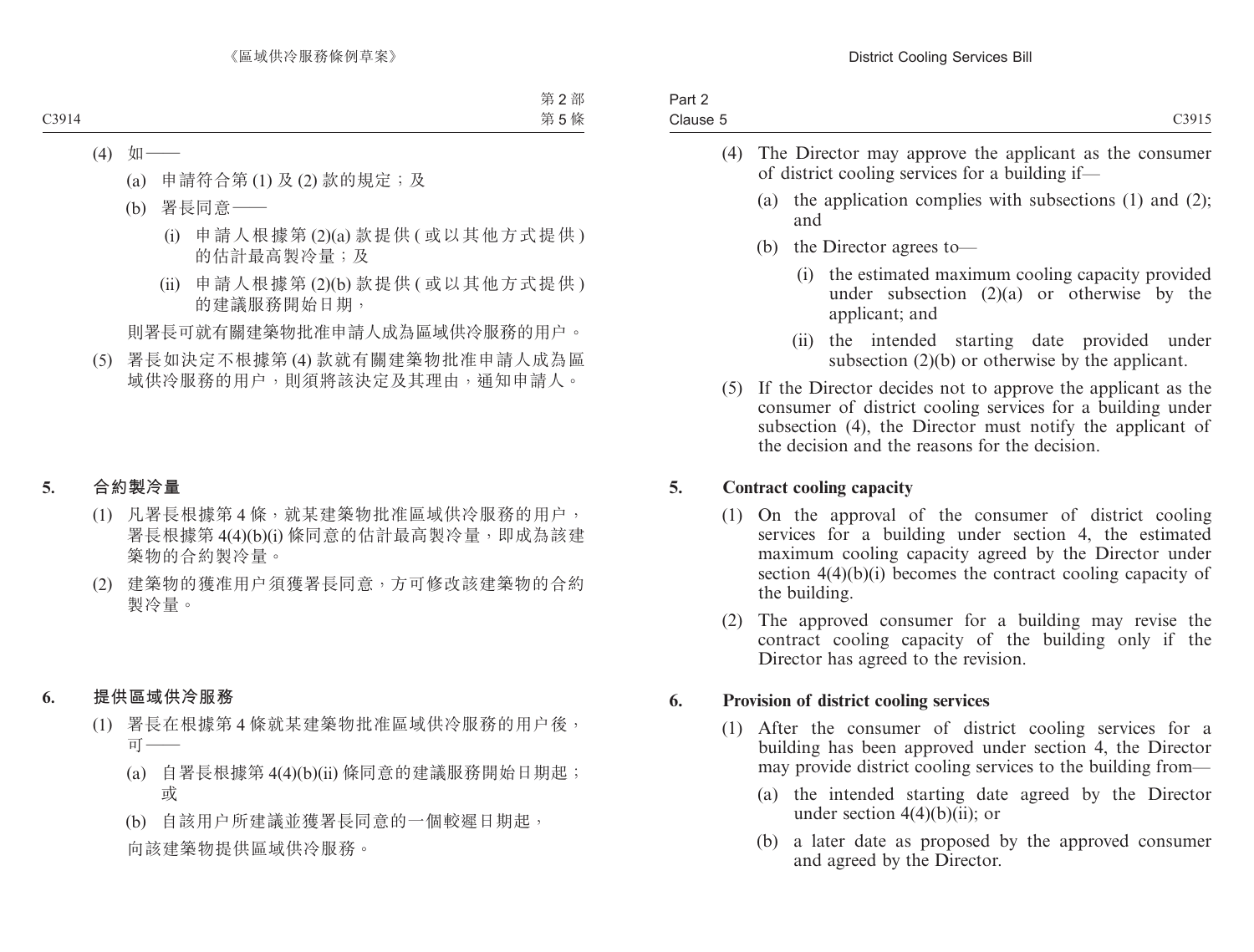(4) 如——

(a) 申請符合第 (1) 及 (2) 款的規定；及

(b) 署長同意——

(i) 申請人根據第 (2)(a) 款提供 ( 或以其他方式提供 ) 的估計最高製冷量；及

(ii) 申請人根據第 (2)(b) 款提供 ( 或以其他方式提供 ) 的建議服務開始日期，

則署長可就有關建築物批准申請人成為區域供冷服務的用户。

(5) 署長如決定不根據第 (4) 款就有關建築物批准申請人成為區域供冷服務的用户，則須將該決定及其理由，通知申請人。

## 5. 合約製冷量

(1) 凡署長根據第 4 條，就某建築物批准區域供冷服務的用户，署長根據第 4(4)(b)(i) 條同意的估計最高製冷量，即成為該建築物的合約製冷量。

(2) 建築物的獲准用户須獲署長同意，方可修改該建築物的合約製冷量。

## 6. 提供區域供冷服務

(1) 署長在根據第 4 條就某建築物批准區域供冷服務的用户後，可——

(a) 自署長根據第 4(4)(b)(ii) 條同意的建議服務開始日期起；或

(b) 自該用户所建議並獲署長同意的一個較遲日期起，

向該建築物提供區域供冷服務。

(4) The Director may approve the applicant as the consumer of district cooling services for a building if—

(a) the application complies with subsections (1) and (2); and

(b) the Director agrees to—

(i) the estimated maximum cooling capacity provided under subsection (2)(a) or otherwise by the applicant; and

(ii) the intended starting date provided under subsection (2)(b) or otherwise by the applicant.

(5) If the Director decides not to approve the applicant as the consumer of district cooling services for a building under subsection (4), the Director must notify the applicant of the decision and the reasons for the decision.

## 5. Contract cooling capacity

(1) On the approval of the consumer of district cooling services for a building under section 4, the estimated maximum cooling capacity agreed by the Director under section 4(4)(b)(i) becomes the contract cooling capacity of the building.

(2) The approved consumer for a building may revise the contract cooling capacity of the building only if the Director has agreed to the revision.

## 6. Provision of district cooling services

(1) After the consumer of district cooling services for a building has been approved under section 4, the Director may provide district cooling services to the building from—

(a) the intended starting date agreed by the Director under section 4(4)(b)(ii); or

(b) a later date as proposed by the approved consumer and agreed by the Director.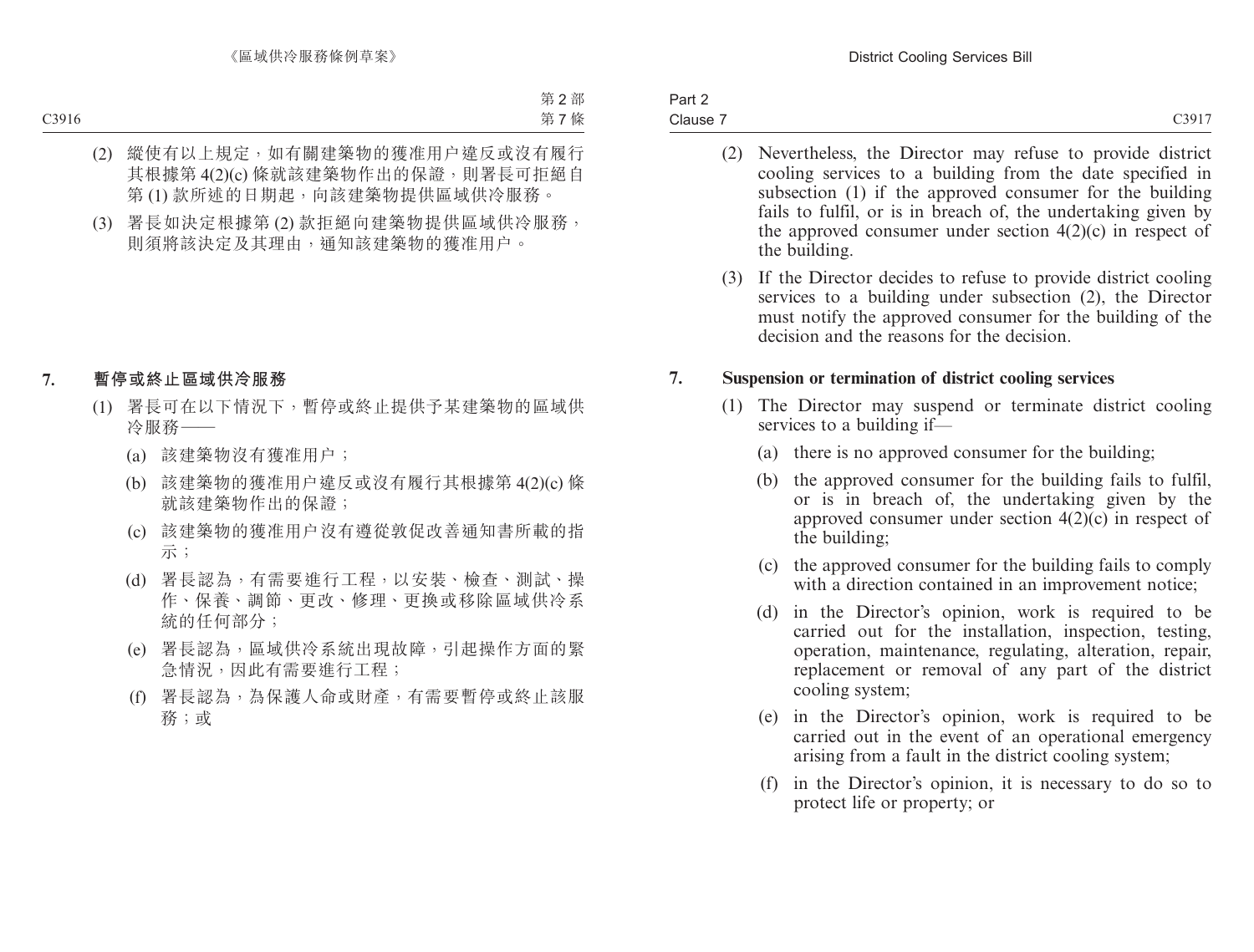(2) 縱使有以上規定，如有關建築物的獲准用户違反或沒有履行其根據第 4(2)(c) 條就該建築物作出的保證，則署長可拒絕自第 (1) 款所述的日期起，向該建築物提供區域供冷服務。

(3) 署長如決定根據第 (2) 款拒絕向建築物提供區域供冷服務，則須將該決定及其理由，通知該建築物的獲准用户。

## 7. 暫停或終止區域供冷服務

(1) 署長可在以下情況下，暫停或終止提供予某建築物的區域供冷服務——

(a) 該建築物沒有獲准用户；

(b) 該建築物的獲准用户違反或沒有履行其根據第 4(2)(c) 條就該建築物作出的保證；

(c) 該建築物的獲准用户沒有遵從敦促改善通知書所載的指示；

(d) 署長認為，有需要進行工程，以安裝、檢查、測試、操作、保養、調節、更改、修理、更換或移除區域供冷系統的任何部分；

(e) 署長認為，區域供冷系統出現故障，引起操作方面的緊急情況，因此有需要進行工程；

(f) 署長認為，為保護人命或財產，有需要暫停或終止該服務；或

(2) Nevertheless, the Director may refuse to provide district cooling services to a building from the date specified in subsection (1) if the approved consumer for the building fails to fulfil, or is in breach of, the undertaking given by the approved consumer under section 4(2)(c) in respect of the building.

(3) If the Director decides to refuse to provide district cooling services to a building under subsection (2), the Director must notify the approved consumer for the building of the decision and the reasons for the decision.

## 7. Suspension or termination of district cooling services

(1) The Director may suspend or terminate district cooling services to a building if—

(a) there is no approved consumer for the building;

(b) the approved consumer for the building fails to fulfil, or is in breach of, the undertaking given by the approved consumer under section 4(2)(c) in respect of the building;

(c) the approved consumer for the building fails to comply with a direction contained in an improvement notice;

(d) in the Director's opinion, work is required to be carried out for the installation, inspection, testing, operation, maintenance, regulating, alteration, repair, replacement or removal of any part of the district cooling system;

(e) in the Director's opinion, work is required to be carried out in the event of an operational emergency arising from a fault in the district cooling system;

(f) in the Director's opinion, it is necessary to do so to protect life or property; or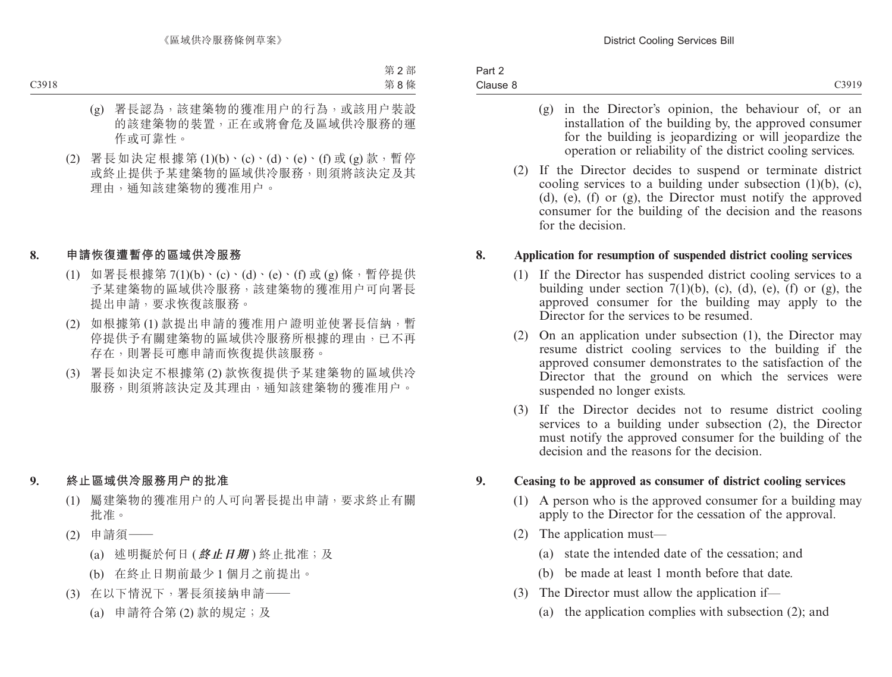(g) 署長認為，該建築物的獲准用户的行為，或該用户裝設的該建築物的裝置，正在或將會危及區域供冷服務的運作或可靠性。

(2) 署長如決定根據第 (1)(b)、(c)、(d)、(e)、(f) 或 (g) 款，暫停或終止提供予某建築物的區域供冷服務，則須將該決定及其理由，通知該建築物的獲准用户。

**8. 申請恢復遭暫停的區域供冷服務**

(1) 如署長根據第 7(1)(b)、(c)、(d)、(e)、(f) 或 (g) 條，暫停提供予某建築物的區域供冷服務，該建築物的獲准用户可向署長提出申請，要求恢復該服務。

(2) 如根據第 (1) 款提出申請的獲准用户證明並使署長信納，暫停提供予有關建築物的區域供冷服務所根據的理由，已不再存在，則署長可應申請而恢復提供該服務。

(3) 署長如決定不根據第 (2) 款恢復提供予某建築物的區域供冷服務，則須將該決定及其理由，通知該建築物的獲准用户。

**9. 終止區域供冷服務用户的批准**

(1) 屬建築物的獲准用户的人可向署長提出申請，要求終止有關批准。

(2) 申請須——

(a) 述明擬於何日 (***終止日期***) 終止批准；及

(b) 在終止日期前最少 1 個月之前提出。

(3) 在以下情況下，署長須接納申請——

(a) 申請符合第 (2) 款的規定；及

(g) in the Director's opinion, the behaviour of, or an installation of the building by, the approved consumer for the building is jeopardizing or will jeopardize the operation or reliability of the district cooling services.

(2) If the Director decides to suspend or terminate district cooling services to a building under subsection (1)(b), (c), (d), (e), (f) or (g), the Director must notify the approved consumer for the building of the decision and the reasons for the decision.

**8. Application for resumption of suspended district cooling services**

(1) If the Director has suspended district cooling services to a building under section 7(1)(b), (c), (d), (e), (f) or (g), the approved consumer for the building may apply to the Director for the services to be resumed.

(2) On an application under subsection (1), the Director may resume district cooling services to the building if the approved consumer demonstrates to the satisfaction of the Director that the ground on which the services were suspended no longer exists.

(3) If the Director decides not to resume district cooling services to a building under subsection (2), the Director must notify the approved consumer for the building of the decision and the reasons for the decision.

**9. Ceasing to be approved as consumer of district cooling services**

(1) A person who is the approved consumer for a building may apply to the Director for the cessation of the approval.

(2) The application must—

(a) state the intended date of the cessation; and

(b) be made at least 1 month before that date.

(3) The Director must allow the application if—

(a) the application complies with subsection (2); and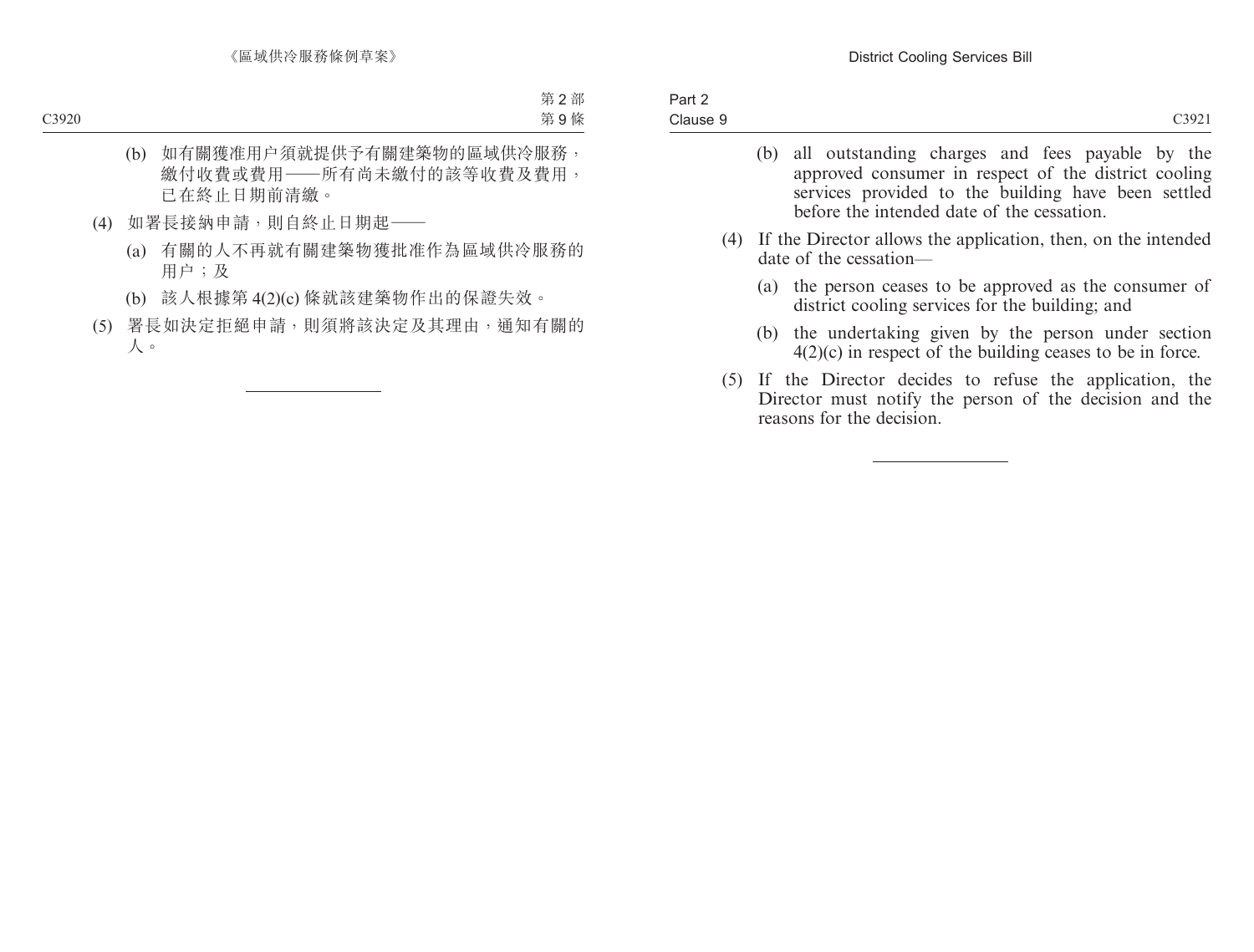(b) 如有關獲准用户須就提供予有關建築物的區域供冷服務，繳付收費或費用——所有尚未繳付的該等收費及費用，已在終止日期前清繳。

(4) 如署長接納申請，則自終止日期起——

(a) 有關的人不再就有關建築物獲批准作為區域供冷服務的用户；及

(b) 該人根據第 4(2)(c) 條就該建築物作出的保證失效。

(5) 署長如決定拒絕申請，則須將該決定及其理由，通知有關的人。

---

(b) all outstanding charges and fees payable by the approved consumer in respect of the district cooling services provided to the building have been settled before the intended date of the cessation.

(4) If the Director allows the application, then, on the intended date of the cessation—

(a) the person ceases to be approved as the consumer of district cooling services for the building; and

(b) the undertaking given by the person under section 4(2)(c) in respect of the building ceases to be in force.

(5) If the Director decides to refuse the application, the Director must notify the person of the decision and the reasons for the decision.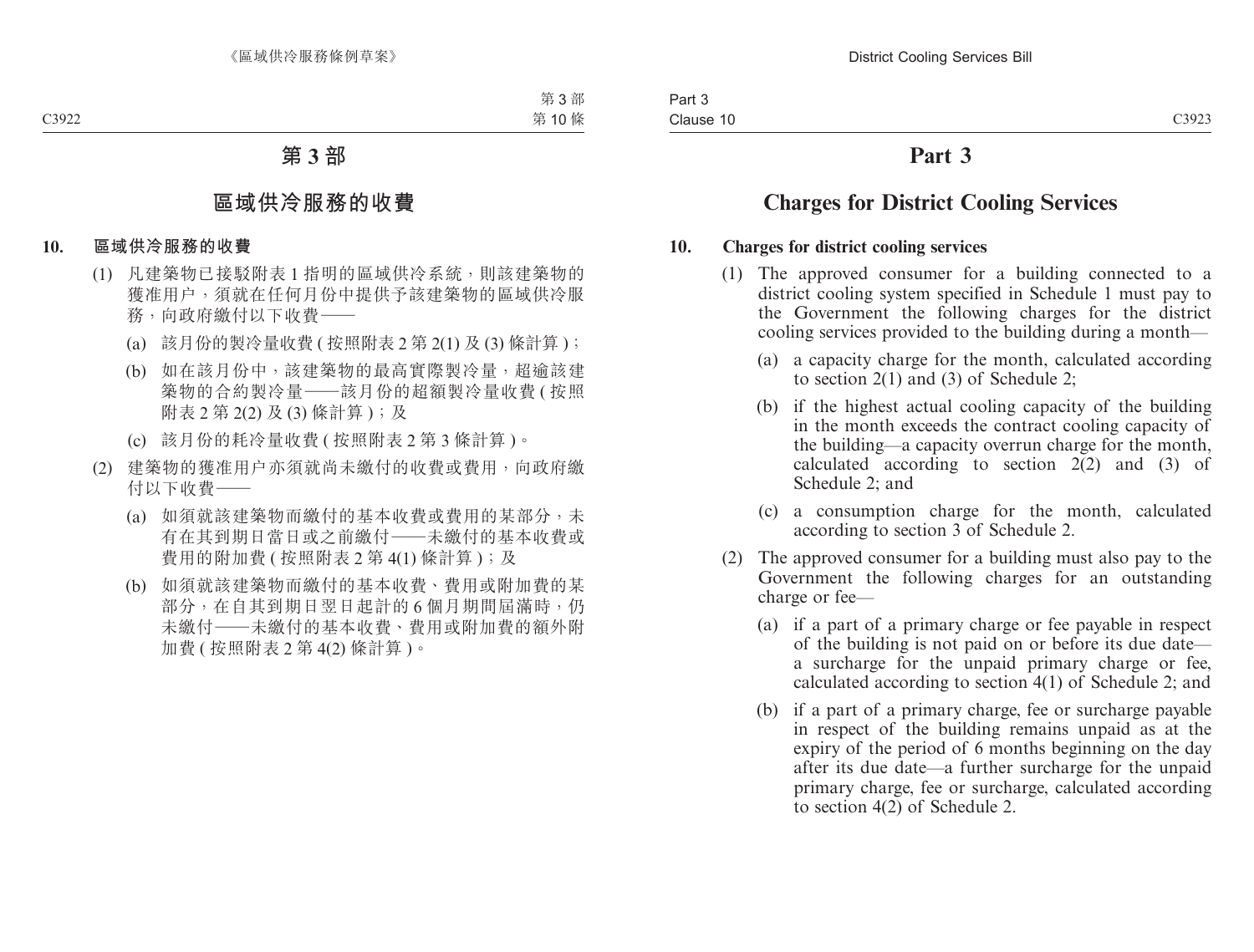# 第 3 部

## 區域供冷服務的收費

**10. 區域供冷服務的收費**

(1) 凡建築物已接駁附表 1 指明的區域供冷系統，則該建築物的獲准用户，須就在任何月份中提供予該建築物的區域供冷服務，向政府繳付以下收費——

(a) 該月份的製冷量收費 ( 按照附表 2 第 2(1) 及 (3) 條計算 )；

(b) 如在該月份中，該建築物的最高實際製冷量，超逾該建築物的合約製冷量——該月份的超額製冷量收費 ( 按照附表 2 第 2(2) 及 (3) 條計算 )；及

(c) 該月份的耗冷量收費 ( 按照附表 2 第 3 條計算 )。

(2) 建築物的獲准用户亦須就尚未繳付的收費或費用，向政府繳付以下收費——

(a) 如須就該建築物而繳付的基本收費或費用的某部分，未有在其到期日當日或之前繳付——未繳付的基本收費或費用的附加費 ( 按照附表 2 第 4(1) 條計算 )；及

(b) 如須就該建築物而繳付的基本收費、費用或附加費的某部分，在自其到期日翌日起計的 6 個月期間屆滿時，仍未繳付——未繳付的基本收費、費用或附加費的額外附加費 ( 按照附表 2 第 4(2) 條計算 )。

# Part 3

## Charges for District Cooling Services

**10. Charges for district cooling services**

(1) The approved consumer for a building connected to a district cooling system specified in Schedule 1 must pay to the Government the following charges for the district cooling services provided to the building during a month—

(a) a capacity charge for the month, calculated according to section 2(1) and (3) of Schedule 2;

(b) if the highest actual cooling capacity of the building in the month exceeds the contract cooling capacity of the building—a capacity overrun charge for the month, calculated according to section 2(2) and (3) of Schedule 2; and

(c) a consumption charge for the month, calculated according to section 3 of Schedule 2.

(2) The approved consumer for a building must also pay to the Government the following charges for an outstanding charge or fee—

(a) if a part of a primary charge or fee payable in respect of the building is not paid on or before its due date—a surcharge for the unpaid primary charge or fee, calculated according to section 4(1) of Schedule 2; and

(b) if a part of a primary charge, fee or surcharge payable in respect of the building remains unpaid as at the expiry of the period of 6 months beginning on the day after its due date—a further surcharge for the unpaid primary charge, fee or surcharge, calculated according to section 4(2) of Schedule 2.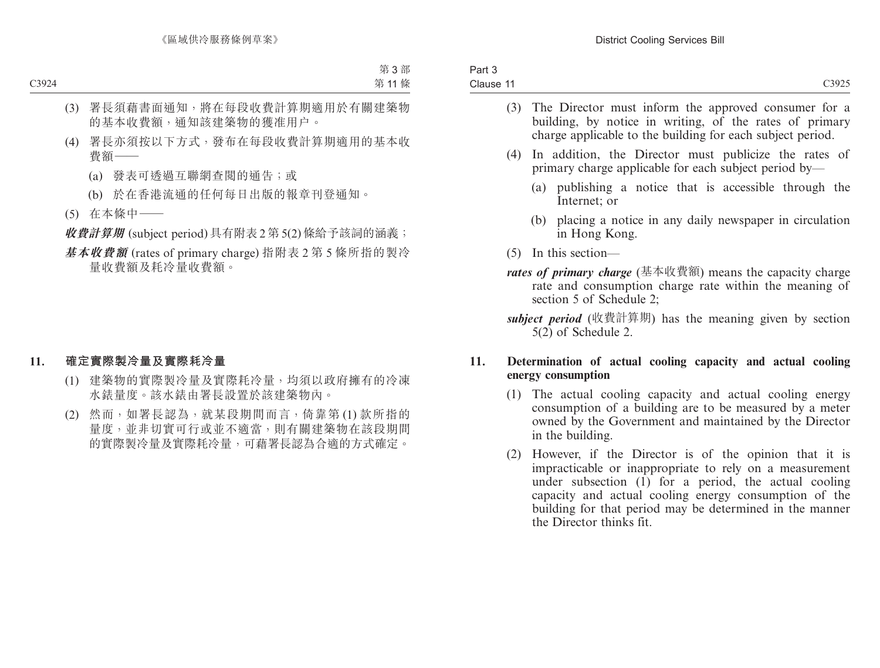(3) 署長須藉書面通知，將在每段收費計算期適用於有關建築物的基本收費額，通知該建築物的獲准用户。

(4) 署長亦須按以下方式，發布在每段收費計算期適用的基本收費額——

(a) 發表可透過互聯網查閱的通告；或

(b) 於在香港流通的任何每日出版的報章刊登通知。

(5) 在本條中——

***收費計算期*** (subject period) 具有附表 2 第 5(2) 條給予該詞的涵義；

***基本收費額*** (rates of primary charge) 指附表 2 第 5 條所指的製冷量收費額及耗冷量收費額。

### 11. 確定實際製冷量及實際耗冷量

(1) 建築物的實際製冷量及實際耗冷量，均須以政府擁有的冷凍水錶量度。該水錶由署長設置於該建築物內。

(2) 然而，如署長認為，就某段期間而言，倚靠第 (1) 款所指的量度，並非切實可行或並不適當，則有關建築物在該段期間的實際製冷量及實際耗冷量，可藉署長認為合適的方式確定。

(3) The Director must inform the approved consumer for a building, by notice in writing, of the rates of primary charge applicable to the building for each subject period.

(4) In addition, the Director must publicize the rates of primary charge applicable for each subject period by—

(a) publishing a notice that is accessible through the Internet; or

(b) placing a notice in any daily newspaper in circulation in Hong Kong.

(5) In this section—

***rates of primary charge*** (基本收費額) means the capacity charge rate and consumption charge rate within the meaning of section 5 of Schedule 2;

***subject period*** (收費計算期) has the meaning given by section 5(2) of Schedule 2.

### 11. Determination of actual cooling capacity and actual cooling energy consumption

(1) The actual cooling capacity and actual cooling energy consumption of a building are to be measured by a meter owned by the Government and maintained by the Director in the building.

(2) However, if the Director is of the opinion that it is impracticable or inappropriate to rely on a measurement under subsection (1) for a period, the actual cooling capacity and actual cooling energy consumption of the building for that period may be determined in the manner the Director thinks fit.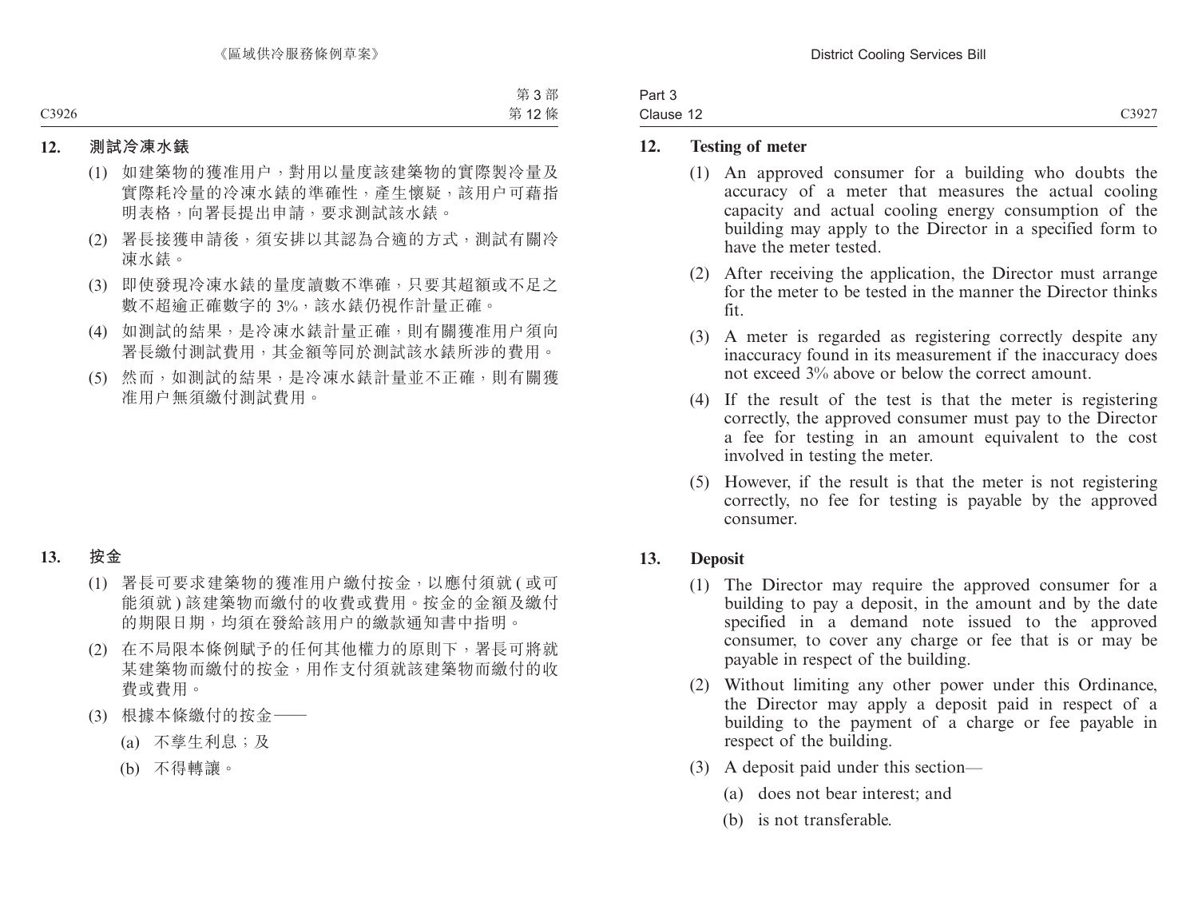## 12. 測試冷凍水錶

(1) 如建築物的獲准用户，對用以量度該建築物的實際製冷量及實際耗冷量的冷凍水錶的準確性，產生懷疑，該用户可藉指明表格，向署長提出申請，要求測試該水錶。

(2) 署長接獲申請後，須安排以其認為合適的方式，測試有關冷凍水錶。

(3) 即使發現冷凍水錶的量度讀數不準確，只要其超額或不足之數不超逾正確數字的 3%，該水錶仍視作計量正確。

(4) 如測試的結果，是冷凍水錶計量正確，則有關獲准用户須向署長繳付測試費用，其金額等同於測試該水錶所涉的費用。

(5) 然而，如測試的結果，是冷凍水錶計量並不正確，則有關獲准用户無須繳付測試費用。

## 13. 按金

(1) 署長可要求建築物的獲准用户繳付按金，以應付須就 (或可能須就) 該建築物而繳付的收費或費用。按金的金額及繳付的期限日期，均須在發給該用户的繳款通知書中指明。

(2) 在不局限本條例賦予的任何其他權力的原則下，署長可將就某建築物而繳付的按金，用作支付須就該建築物而繳付的收費或費用。

(3) 根據本條繳付的按金——

(a) 不孳生利息；及

(b) 不得轉讓。

## 12. Testing of meter

(1) An approved consumer for a building who doubts the accuracy of a meter that measures the actual cooling capacity and actual cooling energy consumption of the building may apply to the Director in a specified form to have the meter tested.

(2) After receiving the application, the Director must arrange for the meter to be tested in the manner the Director thinks fit.

(3) A meter is regarded as registering correctly despite any inaccuracy found in its measurement if the inaccuracy does not exceed 3% above or below the correct amount.

(4) If the result of the test is that the meter is registering correctly, the approved consumer must pay to the Director a fee for testing in an amount equivalent to the cost involved in testing the meter.

(5) However, if the result is that the meter is not registering correctly, no fee for testing is payable by the approved consumer.

## 13. Deposit

(1) The Director may require the approved consumer for a building to pay a deposit, in the amount and by the date specified in a demand note issued to the approved consumer, to cover any charge or fee that is or may be payable in respect of the building.

(2) Without limiting any other power under this Ordinance, the Director may apply a deposit paid in respect of a building to the payment of a charge or fee payable in respect of the building.

(3) A deposit paid under this section—

(a) does not bear interest; and

(b) is not transferable.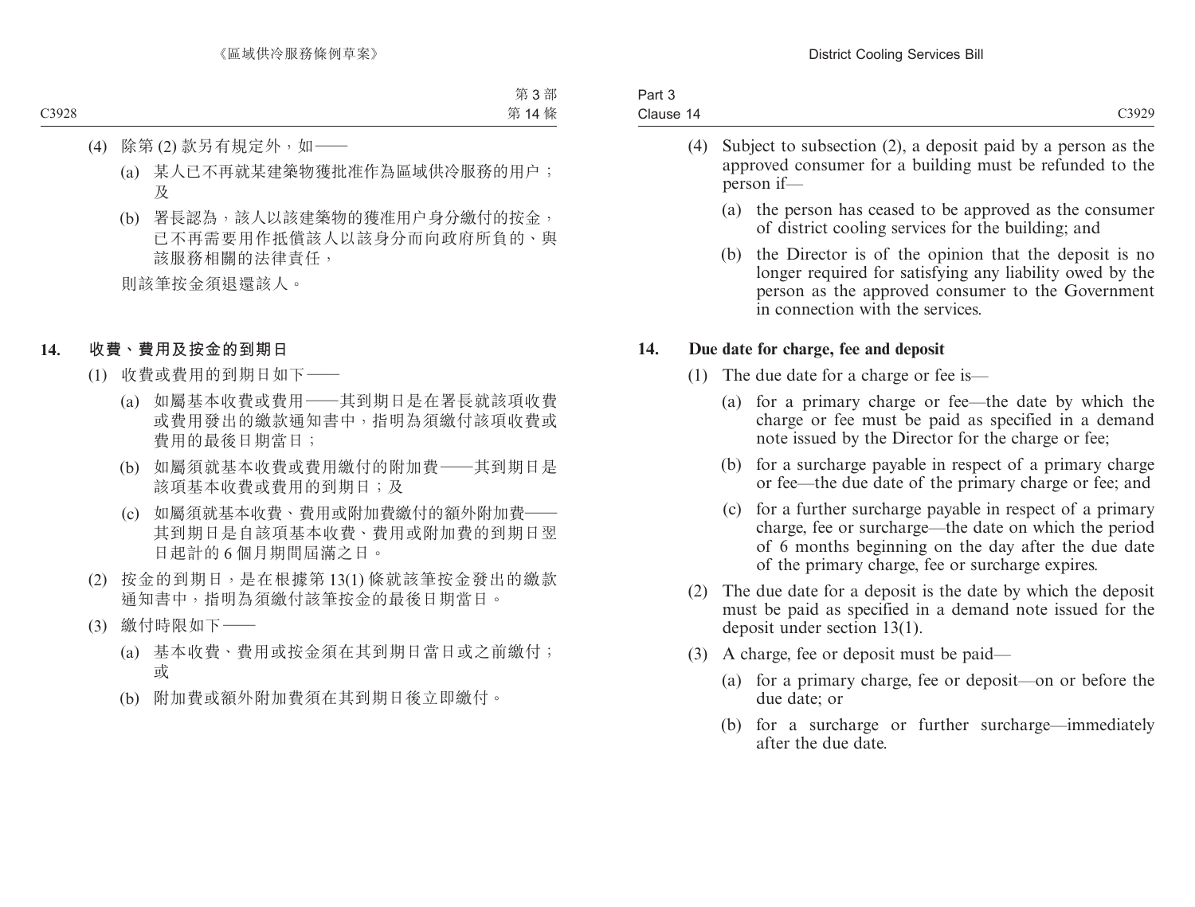(4) 除第 (2) 款另有規定外，如——

(a) 某人已不再就某建築物獲批准作為區域供冷服務的用户；及

(b) 署長認為，該人以該建築物的獲准用户身分繳付的按金，已不再需要用作抵償該人以該身分而向政府所負的、與該服務相關的法律責任，

則該筆按金須退還該人。

## 14. 收費、費用及按金的到期日

(1) 收費或費用的到期日如下——

(a) 如屬基本收費或費用——其到期日是在署長就該項收費或費用發出的繳款通知書中，指明為須繳付該項收費或費用的最後日期當日；

(b) 如屬須就基本收費或費用繳付的附加費——其到期日是該項基本收費或費用的到期日；及

(c) 如屬須就基本收費、費用或附加費繳付的額外附加費——其到期日是自該項基本收費、費用或附加費的到期日翌日起計的 6 個月期間屆滿之日。

(2) 按金的到期日，是在根據第 13(1) 條就該筆按金發出的繳款通知書中，指明為須繳付該筆按金的最後日期當日。

(3) 繳付時限如下——

(a) 基本收費、費用或按金須在其到期日當日或之前繳付；或

(b) 附加費或額外附加費須在其到期日後立即繳付。

(4) Subject to subsection (2), a deposit paid by a person as the approved consumer for a building must be refunded to the person if—

(a) the person has ceased to be approved as the consumer of district cooling services for the building; and

(b) the Director is of the opinion that the deposit is no longer required for satisfying any liability owed by the person as the approved consumer to the Government in connection with the services.

## 14. Due date for charge, fee and deposit

(1) The due date for a charge or fee is—

(a) for a primary charge or fee—the date by which the charge or fee must be paid as specified in a demand note issued by the Director for the charge or fee;

(b) for a surcharge payable in respect of a primary charge or fee—the due date of the primary charge or fee; and

(c) for a further surcharge payable in respect of a primary charge, fee or surcharge—the date on which the period of 6 months beginning on the day after the due date of the primary charge, fee or surcharge expires.

(2) The due date for a deposit is the date by which the deposit must be paid as specified in a demand note issued for the deposit under section 13(1).

(3) A charge, fee or deposit must be paid—

(a) for a primary charge, fee or deposit—on or before the due date; or

(b) for a surcharge or further surcharge—immediately after the due date.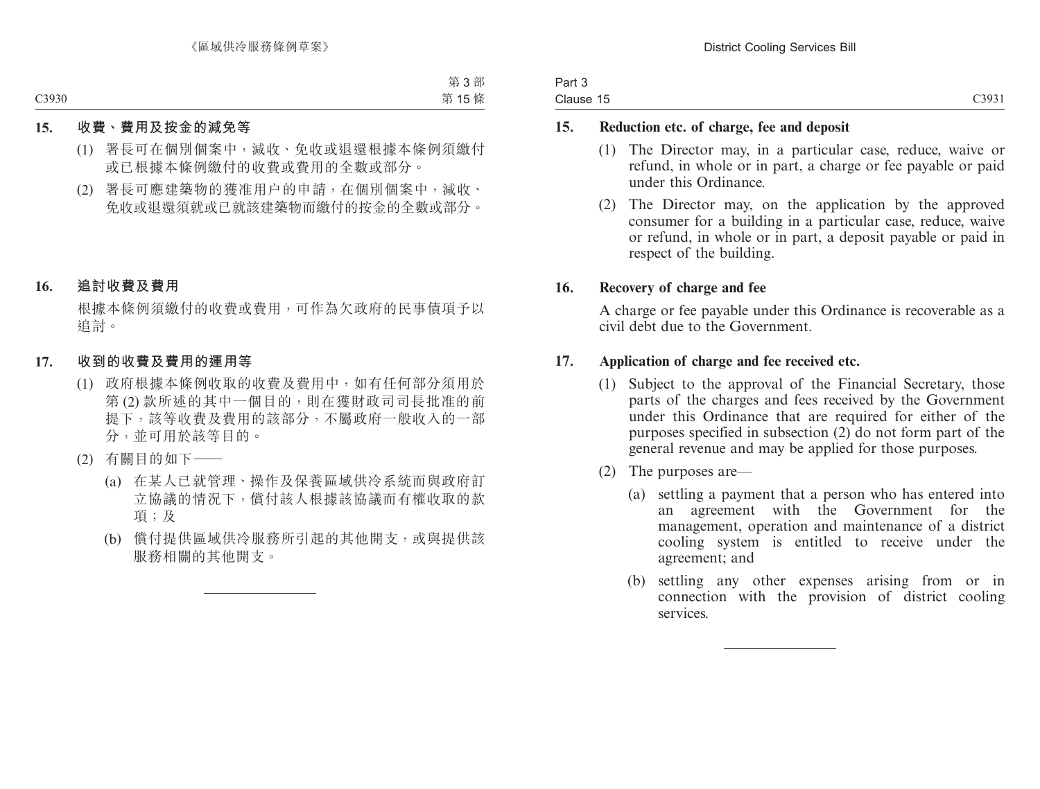**15. 收費、費用及按金的減免等**

(1) 署長可在個別個案中，減收、免收或退還根據本條例須繳付或已根據本條例繳付的收費或費用的全數或部分。

(2) 署長可應建築物的獲准用户的申請，在個別個案中，減收、免收或退還須就或已就該建築物而繳付的按金的全數或部分。

**16. 追討收費及費用**

根據本條例須繳付的收費或費用，可作為欠政府的民事債項予以追討。

**17. 收到的收費及費用的運用等**

(1) 政府根據本條例收取的收費及費用中，如有任何部分須用於第 (2) 款所述的其中一個目的，則在獲財政司司長批准的前提下，該等收費及費用的該部分，不屬政府一般收入的一部分，並可用於該等目的。

(2) 有關目的如下——

(a) 在某人已就管理、操作及保養區域供冷系統而與政府訂立協議的情況下，償付該人根據該協議而有權收取的款項；及

(b) 償付提供區域供冷服務所引起的其他開支，或與提供該服務相關的其他開支。

---

**15. Reduction etc. of charge, fee and deposit**

(1) The Director may, in a particular case, reduce, waive or refund, in whole or in part, a charge or fee payable or paid under this Ordinance.

(2) The Director may, on the application by the approved consumer for a building in a particular case, reduce, waive or refund, in whole or in part, a deposit payable or paid in respect of the building.

**16. Recovery of charge and fee**

A charge or fee payable under this Ordinance is recoverable as a civil debt due to the Government.

**17. Application of charge and fee received etc.**

(1) Subject to the approval of the Financial Secretary, those parts of the charges and fees received by the Government under this Ordinance that are required for either of the purposes specified in subsection (2) do not form part of the general revenue and may be applied for those purposes.

(2) The purposes are—

(a) settling a payment that a person who has entered into an agreement with the Government for the management, operation and maintenance of a district cooling system is entitled to receive under the agreement; and

(b) settling any other expenses arising from or in connection with the provision of district cooling services.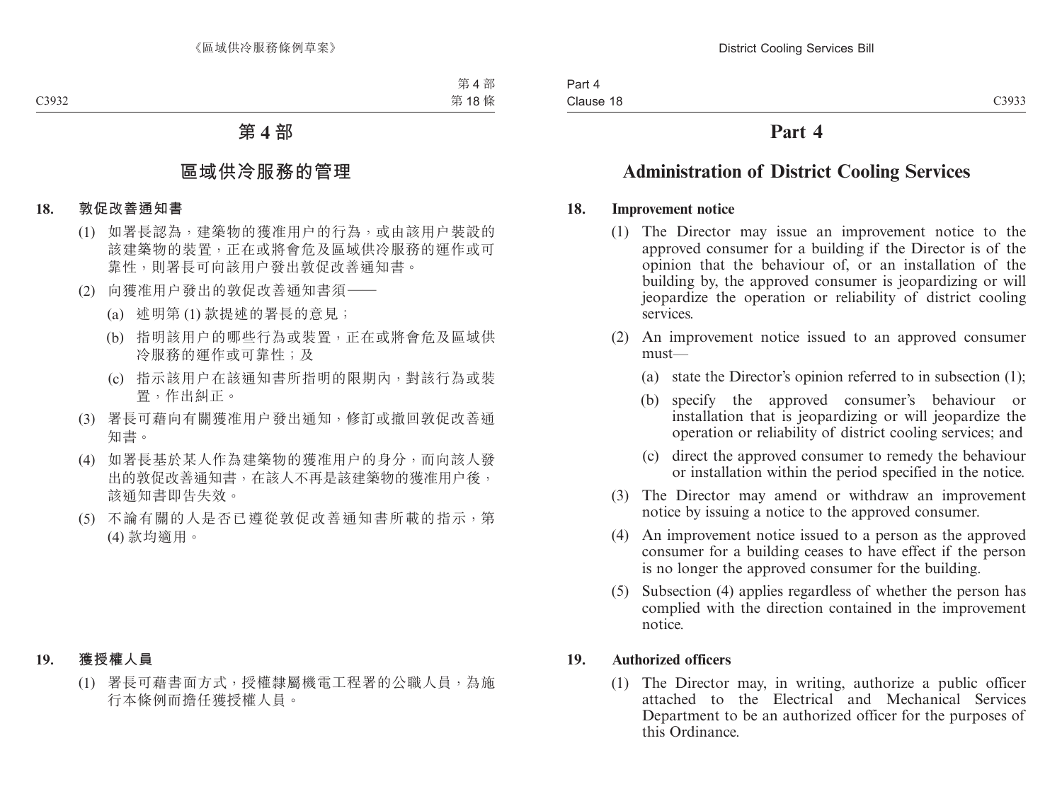# 第 4 部

## 區域供冷服務的管理

### 18. 敦促改善通知書

(1) 如署長認為，建築物的獲准用户的行為，或由該用户裝設的該建築物的裝置，正在或將會危及區域供冷服務的運作或可靠性，則署長可向該用户發出敦促改善通知書。

(2) 向獲准用户發出的敦促改善通知書須——

(a) 述明第 (1) 款提述的署長的意見；

(b) 指明該用户的哪些行為或裝置，正在或將會危及區域供冷服務的運作或可靠性；及

(c) 指示該用户在該通知書所指明的限期內，對該行為或裝置，作出糾正。

(3) 署長可藉向有關獲准用户發出通知，修訂或撤回敦促改善通知書。

(4) 如署長基於某人作為建築物的獲准用户的身分，而向該人發出的敦促改善通知書，在該人不再是該建築物的獲准用户後，該通知書即告失效。

(5) 不論有關的人是否已遵從敦促改善通知書所載的指示，第 (4) 款均適用。

### 19. 獲授權人員

(1) 署長可藉書面方式，授權隸屬機電工程署的公職人員，為施行本條例而擔任獲授權人員。

# Part 4

## Administration of District Cooling Services

### 18. Improvement notice

(1) The Director may issue an improvement notice to the approved consumer for a building if the Director is of the opinion that the behaviour of, or an installation of the building by, the approved consumer is jeopardizing or will jeopardize the operation or reliability of district cooling services.

(2) An improvement notice issued to an approved consumer must—

(a) state the Director's opinion referred to in subsection (1);

(b) specify the approved consumer's behaviour or installation that is jeopardizing or will jeopardize the operation or reliability of district cooling services; and

(c) direct the approved consumer to remedy the behaviour or installation within the period specified in the notice.

(3) The Director may amend or withdraw an improvement notice by issuing a notice to the approved consumer.

(4) An improvement notice issued to a person as the approved consumer for a building ceases to have effect if the person is no longer the approved consumer for the building.

(5) Subsection (4) applies regardless of whether the person has complied with the direction contained in the improvement notice.

### 19. Authorized officers

(1) The Director may, in writing, authorize a public officer attached to the Electrical and Mechanical Services Department to be an authorized officer for the purposes of this Ordinance.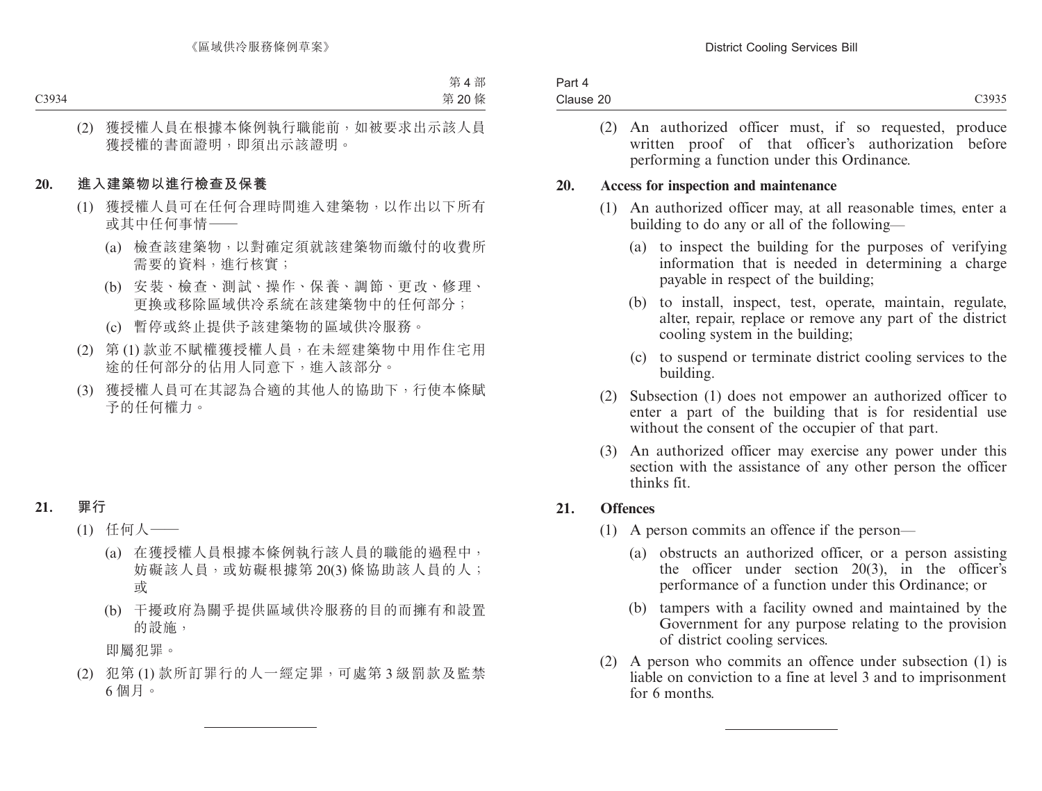(2) 獲授權人員在根據本條例執行職能前，如被要求出示該人員獲授權的書面證明，即須出示該證明。

## 20. 進入建築物以進行檢查及保養

(1) 獲授權人員可在任何合理時間進入建築物，以作出以下所有或其中任何事情——

(a) 檢查該建築物，以對確定須就該建築物而繳付的收費所需要的資料，進行核實；

(b) 安裝、檢查、測試、操作、保養、調節、更改、修理、更換或移除區域供冷系統在該建築物中的任何部分；

(c) 暫停或終止提供予該建築物的區域供冷服務。

(2) 第 (1) 款並不賦權獲授權人員，在未經建築物中用作住宅用途的任何部分的佔用人同意下，進入該部分。

(3) 獲授權人員可在其認為合適的其他人的協助下，行使本條賦予的任何權力。

## 21. 罪行

(1) 任何人——

(a) 在獲授權人員根據本條例執行該人員的職能的過程中，妨礙該人員，或妨礙根據第 20(3) 條協助該人員的人；或

(b) 干擾政府為關乎提供區域供冷服務的目的而擁有和設置的設施，

即屬犯罪。

(2) 犯第 (1) 款所訂罪行的人一經定罪，可處第 3 級罰款及監禁 6 個月。

---

(2) An authorized officer must, if so requested, produce written proof of that officer's authorization before performing a function under this Ordinance.

## 20. Access for inspection and maintenance

(1) An authorized officer may, at all reasonable times, enter a building to do any or all of the following—

(a) to inspect the building for the purposes of verifying information that is needed in determining a charge payable in respect of the building;

(b) to install, inspect, test, operate, maintain, regulate, alter, repair, replace or remove any part of the district cooling system in the building;

(c) to suspend or terminate district cooling services to the building.

(2) Subsection (1) does not empower an authorized officer to enter a part of the building that is for residential use without the consent of the occupier of that part.

(3) An authorized officer may exercise any power under this section with the assistance of any other person the officer thinks fit.

## 21. Offences

(1) A person commits an offence if the person—

(a) obstructs an authorized officer, or a person assisting the officer under section 20(3), in the officer's performance of a function under this Ordinance; or

(b) tampers with a facility owned and maintained by the Government for any purpose relating to the provision of district cooling services.

(2) A person who commits an offence under subsection (1) is liable on conviction to a fine at level 3 and to imprisonment for 6 months.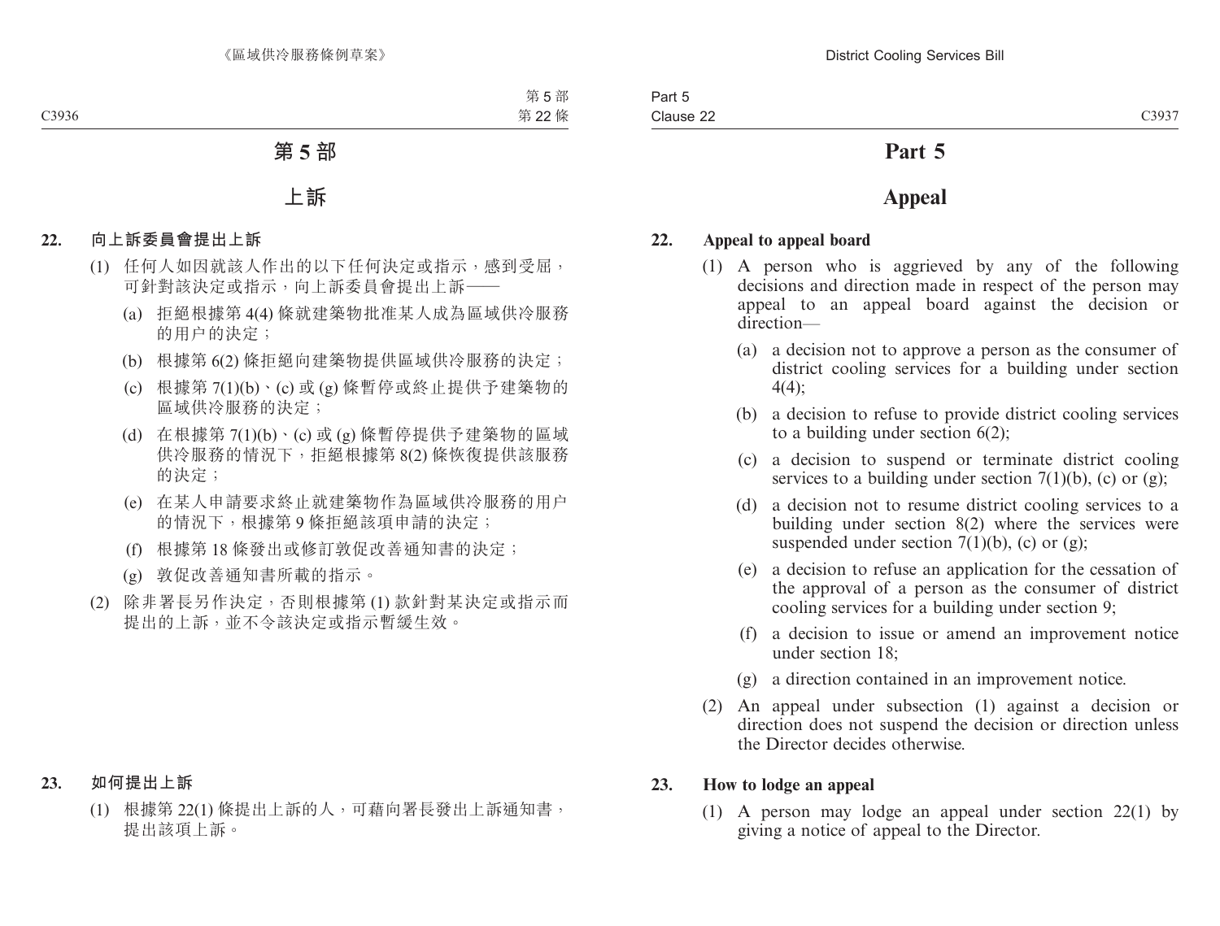# 第 5 部

# 上訴

### 22. 向上訴委員會提出上訴

(1) 任何人如因就該人作出的以下任何決定或指示，感到受屈，可針對該決定或指示，向上訴委員會提出上訴——

(a) 拒絕根據第 4(4) 條就建築物批准某人成為區域供冷服務的用户的決定；

(b) 根據第 6(2) 條拒絕向建築物提供區域供冷服務的決定；

(c) 根據第 7(1)(b)、(c) 或 (g) 條暫停或終止提供予建築物的區域供冷服務的決定；

(d) 在根據第 7(1)(b)、(c) 或 (g) 條暫停提供予建築物的區域供冷服務的情況下，拒絕根據第 8(2) 條恢復提供該服務的決定；

(e) 在某人申請要求終止就建築物作為區域供冷服務的用户的情況下，根據第 9 條拒絕該項申請的決定；

(f) 根據第 18 條發出或修訂敦促改善通知書的決定；

(g) 敦促改善通知書所載的指示。

(2) 除非署長另作決定，否則根據第 (1) 款針對某決定或指示而提出的上訴，並不令該決定或指示暫緩生效。

### 23. 如何提出上訴

(1) 根據第 22(1) 條提出上訴的人，可藉向署長發出上訴通知書，提出該項上訴。

# Part 5

# Appeal

### 22. Appeal to appeal board

(1) A person who is aggrieved by any of the following decisions and direction made in respect of the person may appeal to an appeal board against the decision or direction—

(a) a decision not to approve a person as the consumer of district cooling services for a building under section 4(4);

(b) a decision to refuse to provide district cooling services to a building under section 6(2);

(c) a decision to suspend or terminate district cooling services to a building under section 7(1)(b), (c) or (g);

(d) a decision not to resume district cooling services to a building under section 8(2) where the services were suspended under section 7(1)(b), (c) or (g);

(e) a decision to refuse an application for the cessation of the approval of a person as the consumer of district cooling services for a building under section 9;

(f) a decision to issue or amend an improvement notice under section 18;

(g) a direction contained in an improvement notice.

(2) An appeal under subsection (1) against a decision or direction does not suspend the decision or direction unless the Director decides otherwise.

### 23. How to lodge an appeal

(1) A person may lodge an appeal under section 22(1) by giving a notice of appeal to the Director.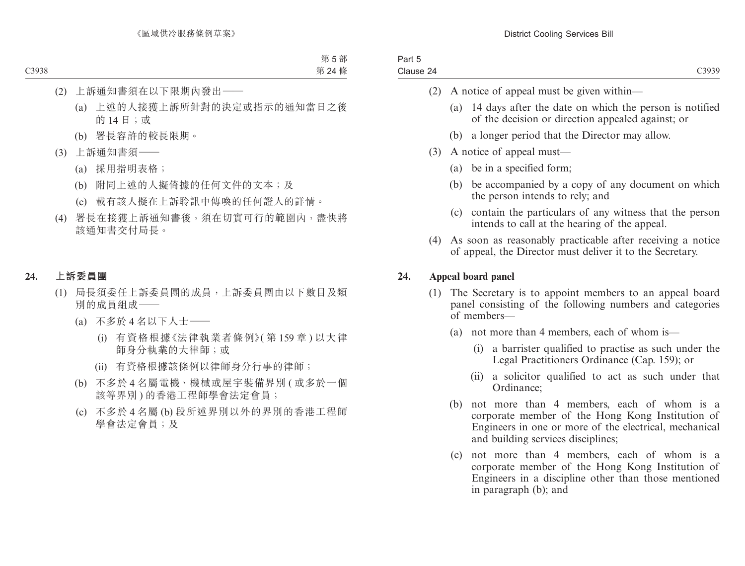(2) 上訴通知書須在以下限期內發出——

(a) 上述的人接獲上訴所針對的決定或指示的通知當日之後的 14 日；或

(b) 署長容許的較長限期。

(3) 上訴通知書須——

(a) 採用指明表格；

(b) 附同上述的人擬倚據的任何文件的文本；及

(c) 載有該人擬在上訴聆訊中傳喚的任何證人的詳情。

(4) 署長在接獲上訴通知書後，須在切實可行的範圍內，盡快將該通知書交付局長。

## 24. 上訴委員團

(1) 局長須委任上訴委員團的成員，上訴委員團由以下數目及類別的成員組成——

(a) 不多於 4 名以下人士——

(i) 有資格根據《法律執業者條例》(第 159 章) 以大律師身分執業的大律師；或

(ii) 有資格根據該條例以律師身分行事的律師；

(b) 不多於 4 名屬電機、機械或屋宇裝備界別 (或多於一個該等界別) 的香港工程師學會法定會員；

(c) 不多於 4 名屬 (b) 段所述界別以外的界別的香港工程師學會法定會員；及

(2) A notice of appeal must be given within—

(a) 14 days after the date on which the person is notified of the decision or direction appealed against; or

(b) a longer period that the Director may allow.

(3) A notice of appeal must—

(a) be in a specified form;

(b) be accompanied by a copy of any document on which the person intends to rely; and

(c) contain the particulars of any witness that the person intends to call at the hearing of the appeal.

(4) As soon as reasonably practicable after receiving a notice of appeal, the Director must deliver it to the Secretary.

## 24. Appeal board panel

(1) The Secretary is to appoint members to an appeal board panel consisting of the following numbers and categories of members—

(a) not more than 4 members, each of whom is—

(i) a barrister qualified to practise as such under the Legal Practitioners Ordinance (Cap. 159); or

(ii) a solicitor qualified to act as such under that Ordinance;

(b) not more than 4 members, each of whom is a corporate member of the Hong Kong Institution of Engineers in one or more of the electrical, mechanical and building services disciplines;

(c) not more than 4 members, each of whom is a corporate member of the Hong Kong Institution of Engineers in a discipline other than those mentioned in paragraph (b); and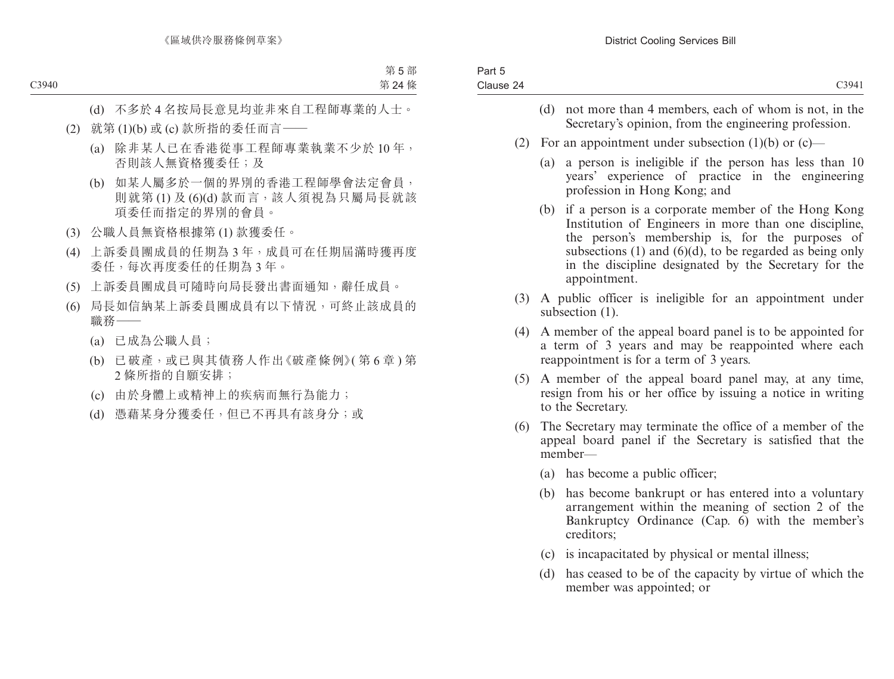(d) 不多於 4 名按局長意見均並非來自工程師專業的人士。

(2) 就第 (1)(b) 或 (c) 款所指的委任而言——

(a) 除非某人已在香港從事工程師專業執業不少於 10 年，否則該人無資格獲委任；及

(b) 如某人屬多於一個的界別的香港工程師學會法定會員，則就第 (1) 及 (6)(d) 款而言，該人須視為只屬局長就該項委任而指定的界別的會員。

(3) 公職人員無資格根據第 (1) 款獲委任。

(4) 上訴委員團成員的任期為 3 年，成員可在任期屆滿時獲再度委任，每次再度委任的任期為 3 年。

(5) 上訴委員團成員可隨時向局長發出書面通知，辭任成員。

(6) 局長如信納某上訴委員團成員有以下情況，可終止該成員的職務——

(a) 已成為公職人員；

(b) 已破產，或已與其債務人作出《破產條例》(第 6 章) 第 2 條所指的自願安排；

(c) 由於身體上或精神上的疾病而無行為能力；

(d) 憑藉某身分獲委任，但已不再具有該身分；或

(d) not more than 4 members, each of whom is not, in the Secretary's opinion, from the engineering profession.

(2) For an appointment under subsection (1)(b) or (c)—

(a) a person is ineligible if the person has less than 10 years' experience of practice in the engineering profession in Hong Kong; and

(b) if a person is a corporate member of the Hong Kong Institution of Engineers in more than one discipline, the person's membership is, for the purposes of subsections (1) and (6)(d), to be regarded as being only in the discipline designated by the Secretary for the appointment.

(3) A public officer is ineligible for an appointment under subsection (1).

(4) A member of the appeal board panel is to be appointed for a term of 3 years and may be reappointed where each reappointment is for a term of 3 years.

(5) A member of the appeal board panel may, at any time, resign from his or her office by issuing a notice in writing to the Secretary.

(6) The Secretary may terminate the office of a member of the appeal board panel if the Secretary is satisfied that the member—

(a) has become a public officer;

(b) has become bankrupt or has entered into a voluntary arrangement within the meaning of section 2 of the Bankruptcy Ordinance (Cap. 6) with the member's creditors;

(c) is incapacitated by physical or mental illness;

(d) has ceased to be of the capacity by virtue of which the member was appointed; or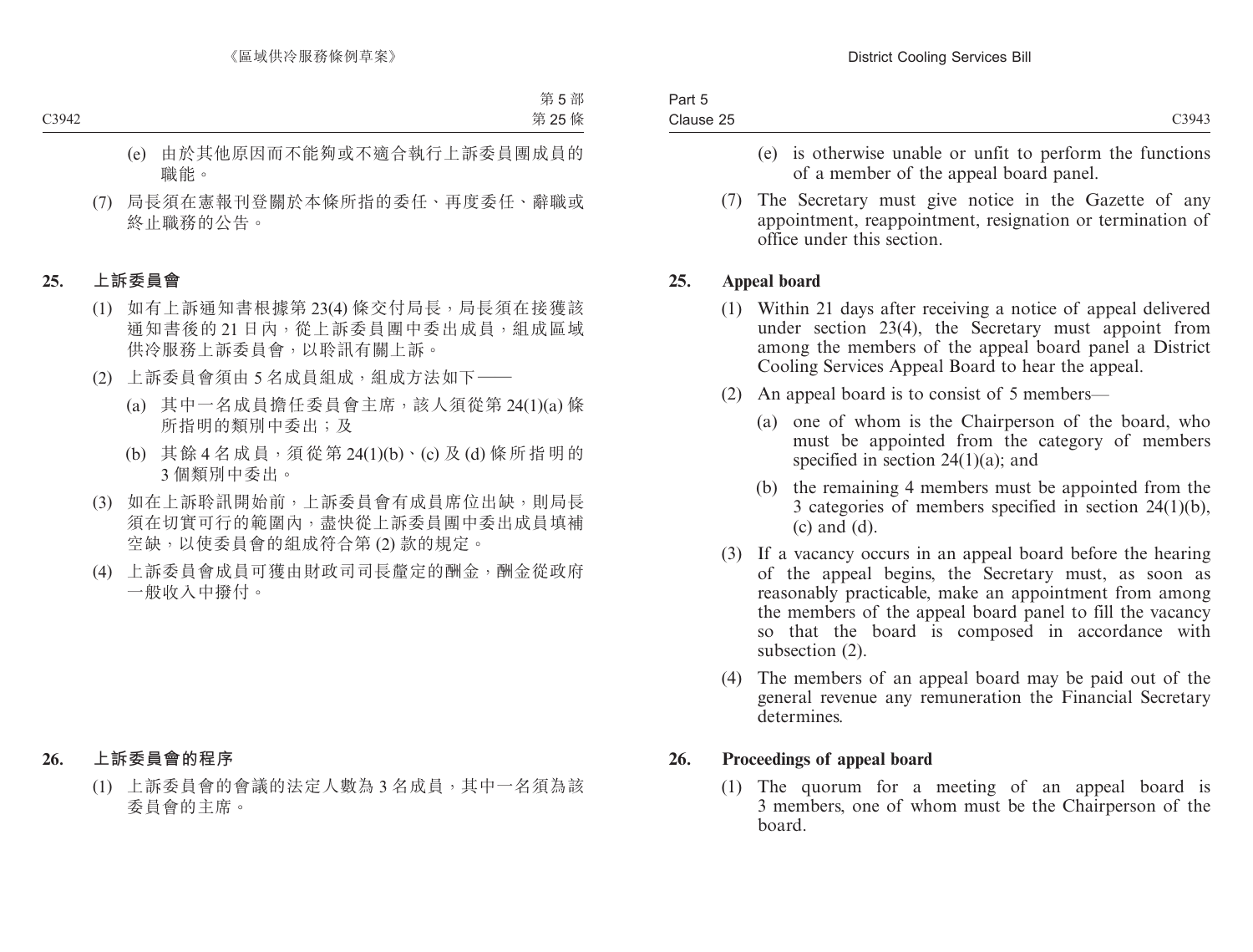(e) 由於其他原因而不能夠或不適合執行上訴委員團成員的職能。

(7) 局長須在憲報刊登關於本條所指的委任、再度委任、辭職或終止職務的公告。

## 25. 上訴委員會

(1) 如有上訴通知書根據第 23(4) 條交付局長，局長須在接獲該通知書後的 21 日內，從上訴委員團中委出成員，組成區域供冷服務上訴委員會，以聆訊有關上訴。

(2) 上訴委員會須由 5 名成員組成，組成方法如下——

(a) 其中一名成員擔任委員會主席，該人須從第 24(1)(a) 條所指明的類別中委出；及

(b) 其餘 4 名成員，須從第 24(1)(b)、(c) 及 (d) 條所指明的 3 個類別中委出。

(3) 如在上訴聆訊開始前，上訴委員會有成員席位出缺，則局長須在切實可行的範圍內，盡快從上訴委員團中委出成員填補空缺，以使委員會的組成符合第 (2) 款的規定。

(4) 上訴委員會成員可獲由財政司司長釐定的酬金，酬金從政府一般收入中撥付。

## 26. 上訴委員會的程序

(1) 上訴委員會的會議的法定人數為 3 名成員，其中一名須為該委員會的主席。

---

(e) is otherwise unable or unfit to perform the functions of a member of the appeal board panel.

(7) The Secretary must give notice in the Gazette of any appointment, reappointment, resignation or termination of office under this section.

## 25. Appeal board

(1) Within 21 days after receiving a notice of appeal delivered under section 23(4), the Secretary must appoint from among the members of the appeal board panel a District Cooling Services Appeal Board to hear the appeal.

(2) An appeal board is to consist of 5 members—

(a) one of whom is the Chairperson of the board, who must be appointed from the category of members specified in section 24(1)(a); and

(b) the remaining 4 members must be appointed from the 3 categories of members specified in section 24(1)(b), (c) and (d).

(3) If a vacancy occurs in an appeal board before the hearing of the appeal begins, the Secretary must, as soon as reasonably practicable, make an appointment from among the members of the appeal board panel to fill the vacancy so that the board is composed in accordance with subsection (2).

(4) The members of an appeal board may be paid out of the general revenue any remuneration the Financial Secretary determines.

## 26. Proceedings of appeal board

(1) The quorum for a meeting of an appeal board is 3 members, one of whom must be the Chairperson of the board.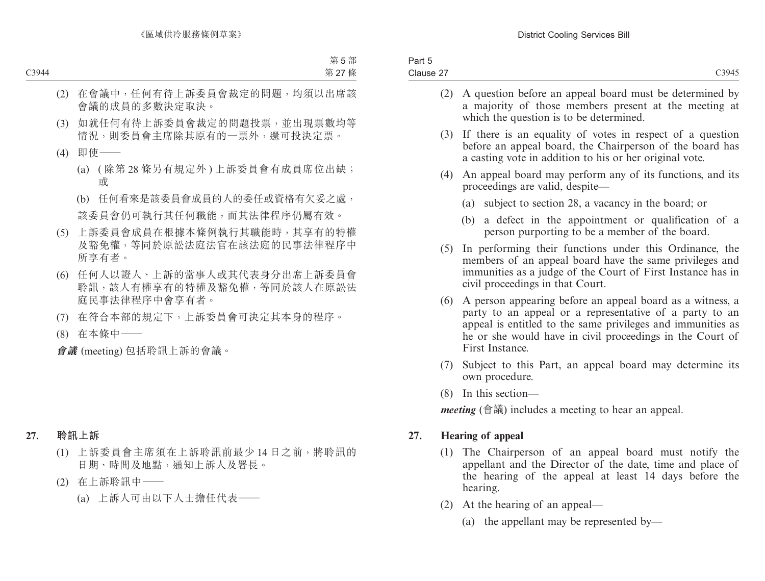(2) 在會議中，任何有待上訴委員會裁定的問題，均須以出席該會議的成員的多數決定取決。

(3) 如就任何有待上訴委員會裁定的問題投票，並出現票數均等情況，則委員會主席除其原有的一票外，還可投決定票。

(4) 即使——

(a) (除第 28 條另有規定外) 上訴委員會有成員席位出缺；或

(b) 任何看來是該委員會成員的人的委任或資格有欠妥之處，

該委員會仍可執行其任何職能，而其法律程序仍屬有效。

(5) 上訴委員會成員在根據本條例執行其職能時，其享有的特權及豁免權，等同於原訟法庭法官在該法庭的民事法律程序中所享有者。

(6) 任何人以證人、上訴的當事人或其代表身分出席上訴委員會聆訊，該人有權享有的特權及豁免權，等同於該人在原訟法庭民事法律程序中會享有者。

(7) 在符合本部的規定下，上訴委員會可決定其本身的程序。

(8) 在本條中——

***會議*** (meeting) 包括聆訊上訴的會議。

## 27. 聆訊上訴

(1) 上訴委員會主席須在上訴聆訊前最少 14 日之前，將聆訊的日期、時間及地點，通知上訴人及署長。

(2) 在上訴聆訊中——

(a) 上訴人可由以下人士擔任代表——

(2) A question before an appeal board must be determined by a majority of those members present at the meeting at which the question is to be determined.

(3) If there is an equality of votes in respect of a question before an appeal board, the Chairperson of the board has a casting vote in addition to his or her original vote.

(4) An appeal board may perform any of its functions, and its proceedings are valid, despite—

(a) subject to section 28, a vacancy in the board; or

(b) a defect in the appointment or qualification of a person purporting to be a member of the board.

(5) In performing their functions under this Ordinance, the members of an appeal board have the same privileges and immunities as a judge of the Court of First Instance has in civil proceedings in that Court.

(6) A person appearing before an appeal board as a witness, a party to an appeal or a representative of a party to an appeal is entitled to the same privileges and immunities as he or she would have in civil proceedings in the Court of First Instance.

(7) Subject to this Part, an appeal board may determine its own procedure.

(8) In this section—

***meeting*** (會議) includes a meeting to hear an appeal.

## 27. Hearing of appeal

(1) The Chairperson of an appeal board must notify the appellant and the Director of the date, time and place of the hearing of the appeal at least 14 days before the hearing.

(2) At the hearing of an appeal—

(a) the appellant may be represented by—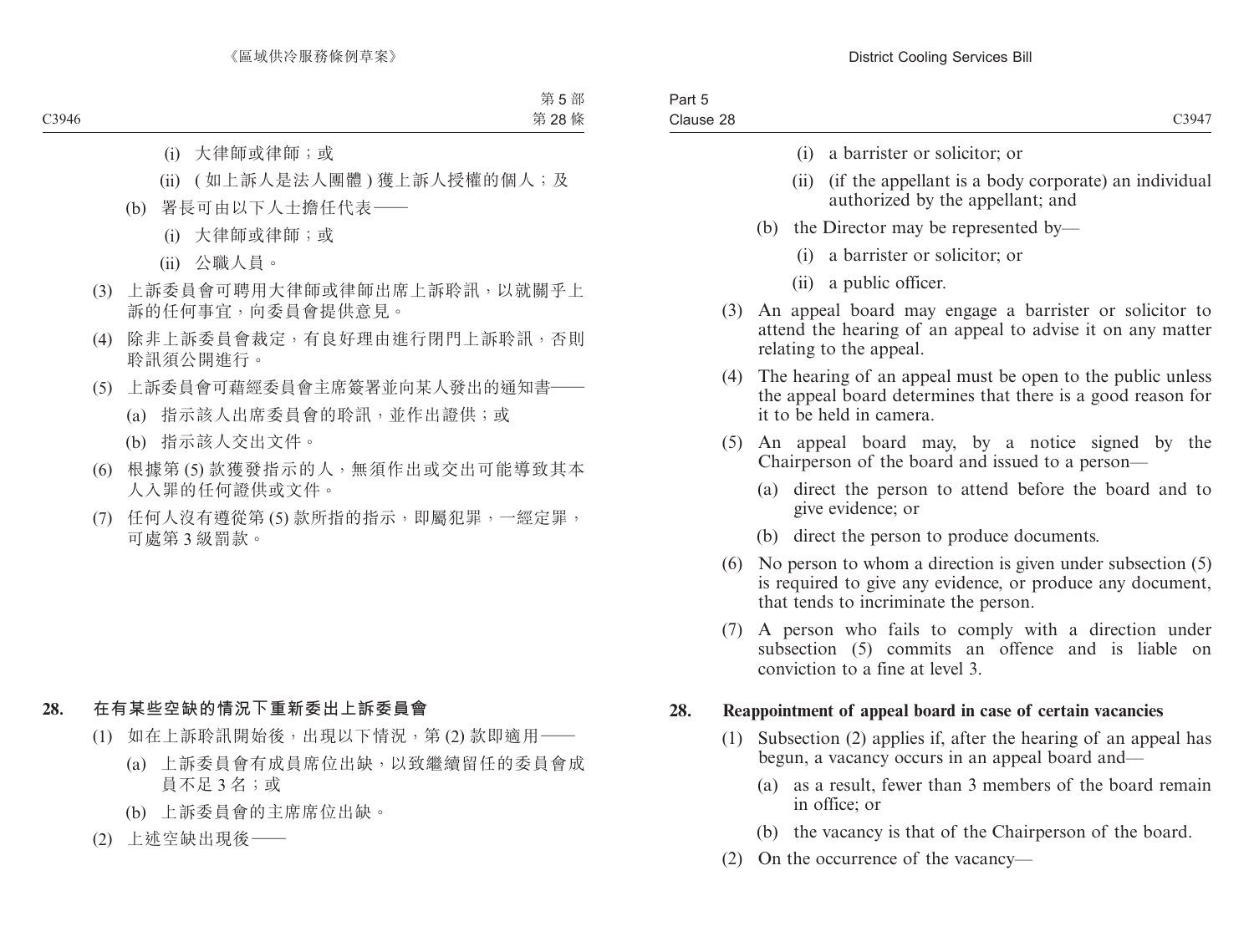(i) 大律師或律師；或

(ii) (如上訴人是法人團體) 獲上訴人授權的個人；及

(b) 署長可由以下人士擔任代表——

(i) 大律師或律師；或

(ii) 公職人員。

(3) 上訴委員會可聘用大律師或律師出席上訴聆訊，以就關乎上訴的任何事宜，向委員會提供意見。

(4) 除非上訴委員會裁定，有良好理由進行閉門上訴聆訊，否則聆訊須公開進行。

(5) 上訴委員會可藉經委員會主席簽署並向某人發出的通知書——

(a) 指示該人出席委員會的聆訊，並作出證供；或

(b) 指示該人交出文件。

(6) 根據第 (5) 款獲發指示的人，無須作出或交出可能導致其本人入罪的任何證供或文件。

(7) 任何人沒有遵從第 (5) 款所指的指示，即屬犯罪，一經定罪，可處第 3 級罰款。

## 28. 在有某些空缺的情況下重新委出上訴委員會

(1) 如在上訴聆訊開始後，出現以下情況，第 (2) 款即適用——

(a) 上訴委員會有成員席位出缺，以致繼續留任的委員會成員不足 3 名；或

(b) 上訴委員會的主席席位出缺。

(2) 上述空缺出現後——

---

(i) a barrister or solicitor; or

(ii) (if the appellant is a body corporate) an individual authorized by the appellant; and

(b) the Director may be represented by—

(i) a barrister or solicitor; or

(ii) a public officer.

(3) An appeal board may engage a barrister or solicitor to attend the hearing of an appeal to advise it on any matter relating to the appeal.

(4) The hearing of an appeal must be open to the public unless the appeal board determines that there is a good reason for it to be held in camera.

(5) An appeal board may, by a notice signed by the Chairperson of the board and issued to a person—

(a) direct the person to attend before the board and to give evidence; or

(b) direct the person to produce documents.

(6) No person to whom a direction is given under subsection (5) is required to give any evidence, or produce any document, that tends to incriminate the person.

(7) A person who fails to comply with a direction under subsection (5) commits an offence and is liable on conviction to a fine at level 3.

## 28. Reappointment of appeal board in case of certain vacancies

(1) Subsection (2) applies if, after the hearing of an appeal has begun, a vacancy occurs in an appeal board and—

(a) as a result, fewer than 3 members of the board remain in office; or

(b) the vacancy is that of the Chairperson of the board.

(2) On the occurrence of the vacancy—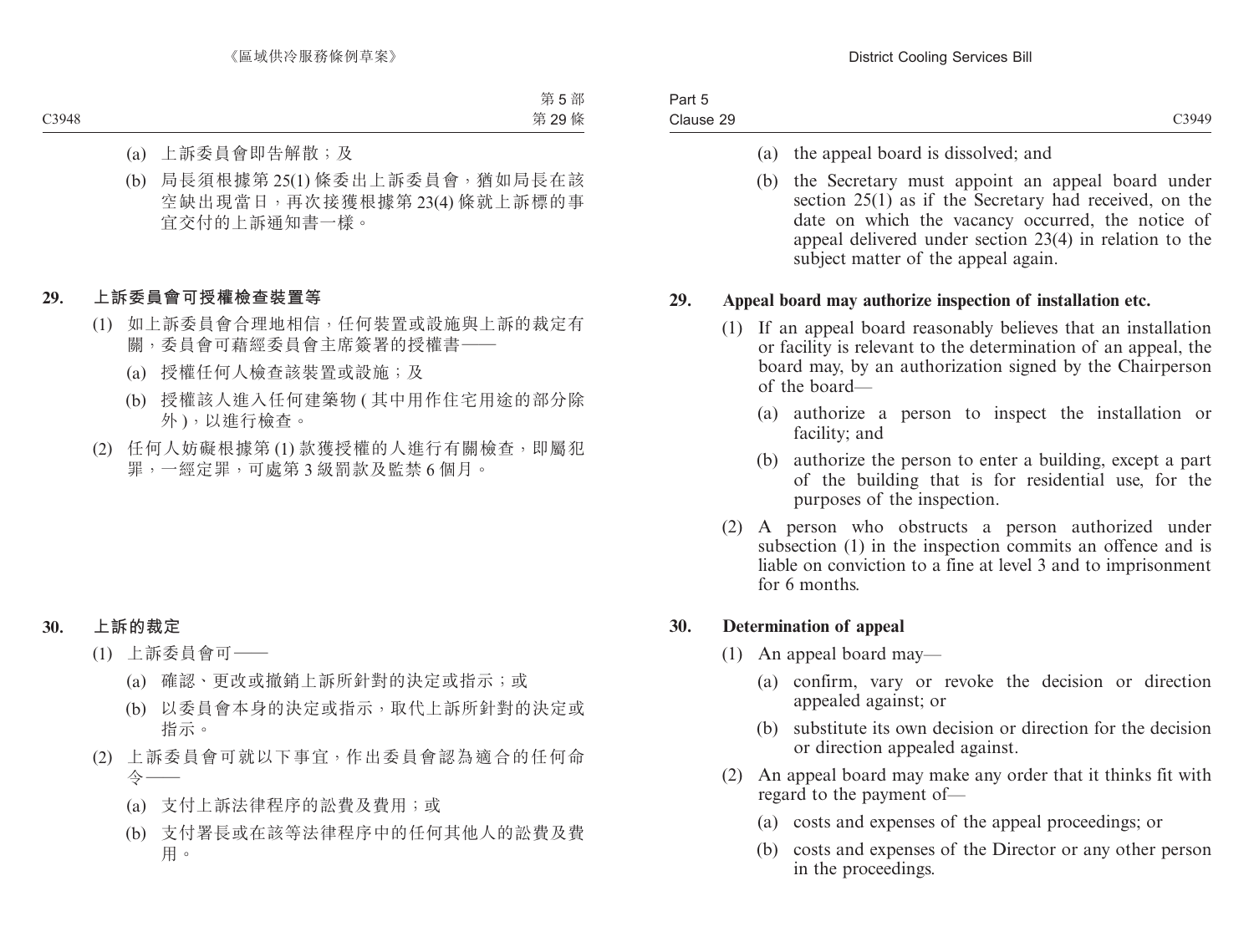(a) 上訴委員會即告解散；及

(b) 局長須根據第 25(1) 條委出上訴委員會，猶如局長在該空缺出現當日，再次接獲根據第 23(4) 條就上訴標的事宜交付的上訴通知書一樣。

## 29. 上訴委員會可授權檢查裝置等

(1) 如上訴委員會合理地相信，任何裝置或設施與上訴的裁定有關，委員會可藉經委員會主席簽署的授權書——

(a) 授權任何人檢查該裝置或設施；及

(b) 授權該人進入任何建築物 ( 其中用作住宅用途的部分除外 )，以進行檢查。

(2) 任何人妨礙根據第 (1) 款獲授權的人進行有關檢查，即屬犯罪，一經定罪，可處第 3 級罰款及監禁 6 個月。

## 30. 上訴的裁定

(1) 上訴委員會可——

(a) 確認、更改或撤銷上訴所針對的決定或指示；或

(b) 以委員會本身的決定或指示，取代上訴所針對的決定或指示。

(2) 上訴委員會可就以下事宜，作出委員會認為適合的任何命令——

(a) 支付上訴法律程序的訟費及費用；或

(b) 支付署長或在該等法律程序中的任何其他人的訟費及費用。

(a) the appeal board is dissolved; and

(b) the Secretary must appoint an appeal board under section 25(1) as if the Secretary had received, on the date on which the vacancy occurred, the notice of appeal delivered under section 23(4) in relation to the subject matter of the appeal again.

## 29. Appeal board may authorize inspection of installation etc.

(1) If an appeal board reasonably believes that an installation or facility is relevant to the determination of an appeal, the board may, by an authorization signed by the Chairperson of the board—

(a) authorize a person to inspect the installation or facility; and

(b) authorize the person to enter a building, except a part of the building that is for residential use, for the purposes of the inspection.

(2) A person who obstructs a person authorized under subsection (1) in the inspection commits an offence and is liable on conviction to a fine at level 3 and to imprisonment for 6 months.

## 30. Determination of appeal

(1) An appeal board may—

(a) confirm, vary or revoke the decision or direction appealed against; or

(b) substitute its own decision or direction for the decision or direction appealed against.

(2) An appeal board may make any order that it thinks fit with regard to the payment of—

(a) costs and expenses of the appeal proceedings; or

(b) costs and expenses of the Director or any other person in the proceedings.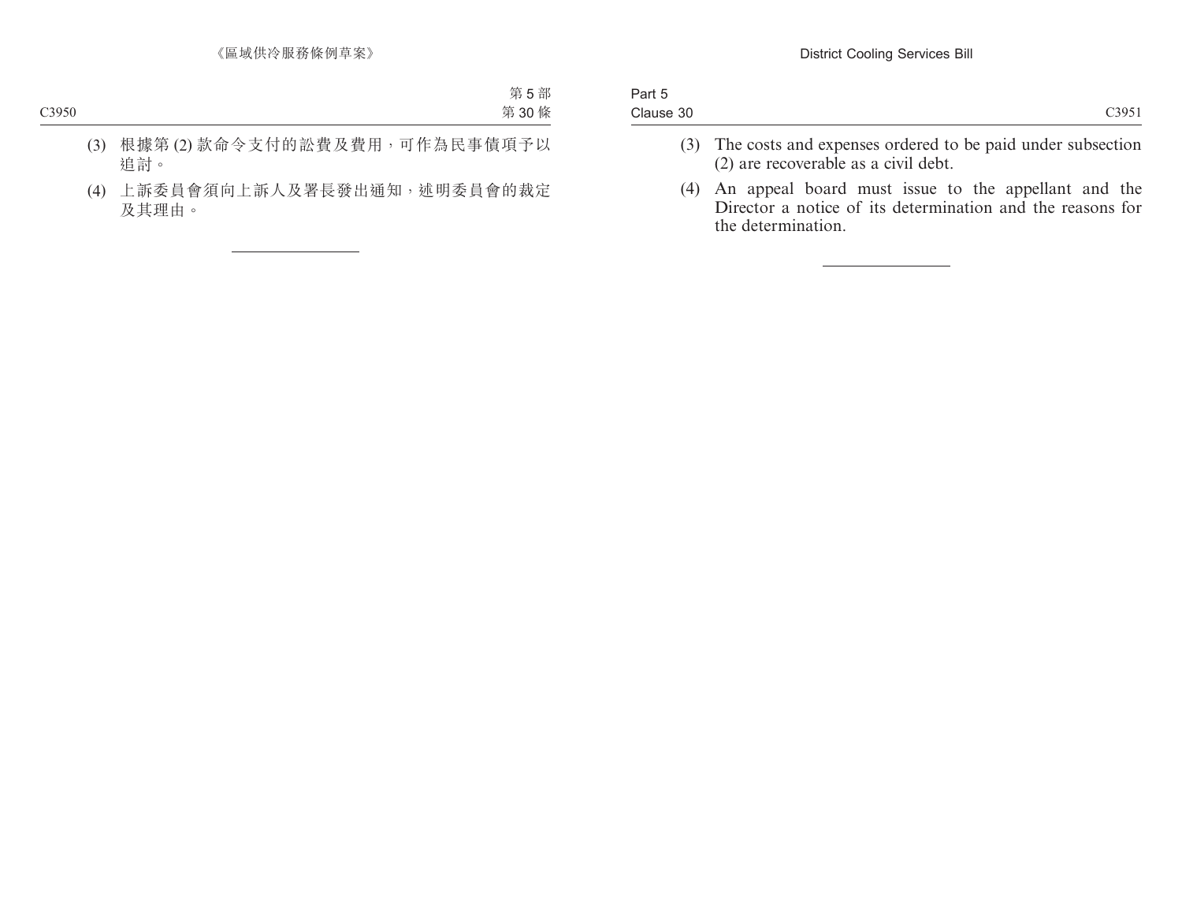(3) 根據第 (2) 款命令支付的訟費及費用，可作為民事債項予以追討。

(4) 上訴委員會須向上訴人及署長發出通知，述明委員會的裁定及其理由。

---

(3) The costs and expenses ordered to be paid under subsection (2) are recoverable as a civil debt.

(4) An appeal board must issue to the appellant and the Director a notice of its determination and the reasons for the determination.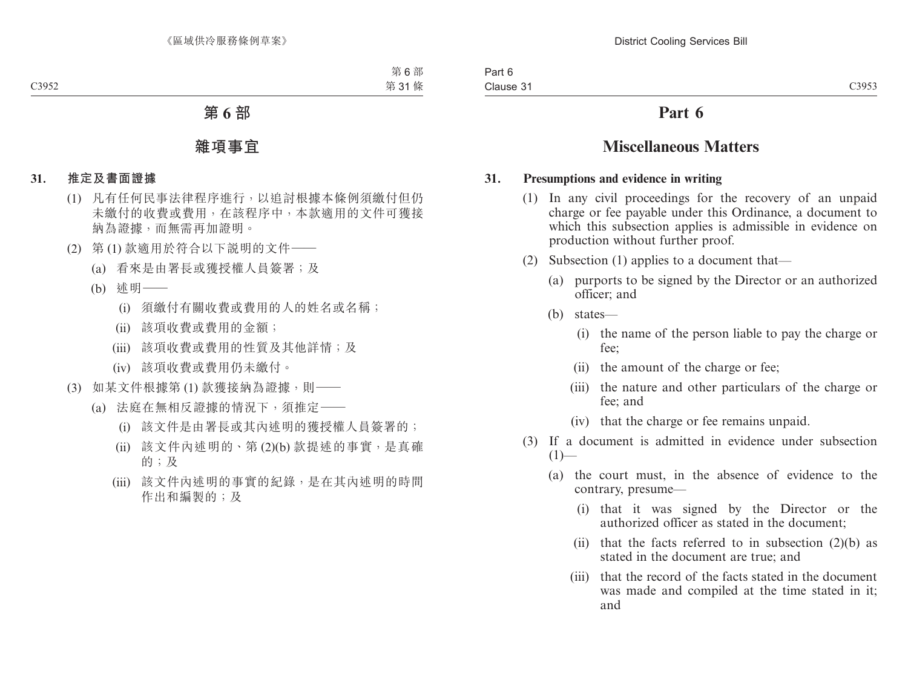# 第 6 部

## 雜項事宜

**31. 推定及書面證據**

(1) 凡有任何民事法律程序進行，以追討根據本條例須繳付但仍未繳付的收費或費用，在該程序中，本款適用的文件可獲接納為證據，而無需再加證明。

(2) 第 (1) 款適用於符合以下說明的文件——

(a) 看來是由署長或獲授權人員簽署；及

(b) 述明——

(i) 須繳付有關收費或費用的人的姓名或名稱；

(ii) 該項收費或費用的金額；

(iii) 該項收費或費用的性質及其他詳情；及

(iv) 該項收費或費用仍未繳付。

(3) 如某文件根據第 (1) 款獲接納為證據，則——

(a) 法庭在無相反證據的情況下，須推定——

(i) 該文件是由署長或其內述明的獲授權人員簽署的；

(ii) 該文件內述明的、第 (2)(b) 款提述的事實，是真確的；及

(iii) 該文件內述明的事實的紀錄，是在其內述明的時間作出和編製的；及

# Part 6

## Miscellaneous Matters

**31. Presumptions and evidence in writing**

(1) In any civil proceedings for the recovery of an unpaid charge or fee payable under this Ordinance, a document to which this subsection applies is admissible in evidence on production without further proof.

(2) Subsection (1) applies to a document that—

(a) purports to be signed by the Director or an authorized officer; and

(b) states—

(i) the name of the person liable to pay the charge or fee;

(ii) the amount of the charge or fee;

(iii) the nature and other particulars of the charge or fee; and

(iv) that the charge or fee remains unpaid.

(3) If a document is admitted in evidence under subsection (1)—

(a) the court must, in the absence of evidence to the contrary, presume—

(i) that it was signed by the Director or the authorized officer as stated in the document;

(ii) that the facts referred to in subsection (2)(b) as stated in the document are true; and

(iii) that the record of the facts stated in the document was made and compiled at the time stated in it; and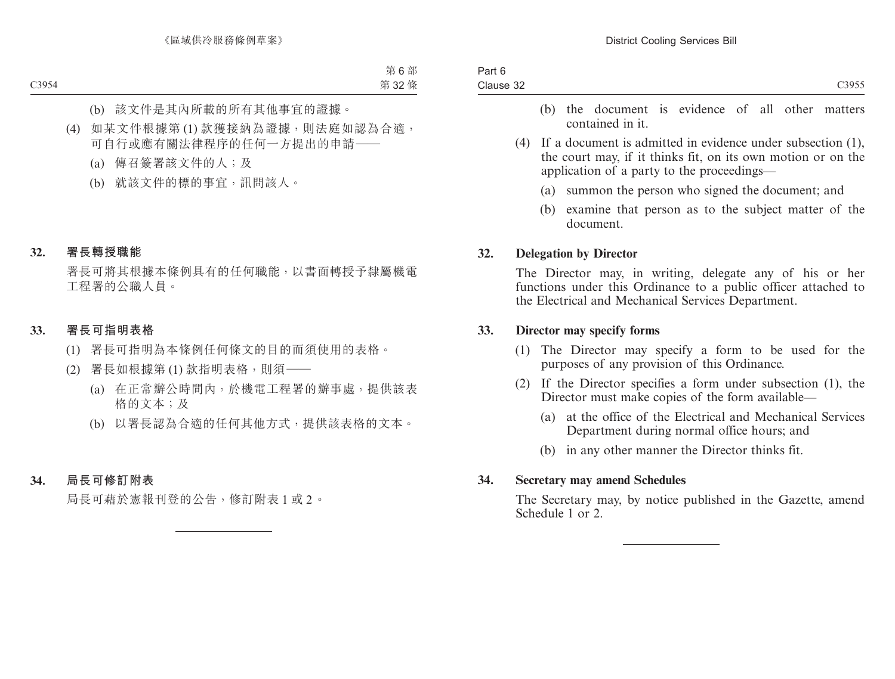(b) 該文件是其內所載的所有其他事宜的證據。

(4) 如某文件根據第 (1) 款獲接納為證據，則法庭如認為合適，可自行或應有關法律程序的任何一方提出的申請——

(a) 傳召簽署該文件的人；及

(b) 就該文件的標的事宜，訊問該人。

### 32. 署長轉授職能

署長可將其根據本條例具有的任何職能，以書面轉授予隸屬機電工程署的公職人員。

### 33. 署長可指明表格

(1) 署長可指明為本條例任何條文的目的而須使用的表格。

(2) 署長如根據第 (1) 款指明表格，則須——

(a) 在正常辦公時間內，於機電工程署的辦事處，提供該表格的文本；及

(b) 以署長認為合適的任何其他方式，提供該表格的文本。

### 34. 局長可修訂附表

局長可藉於憲報刊登的公告，修訂附表 1 或 2。

---

(b) the document is evidence of all other matters contained in it.

(4) If a document is admitted in evidence under subsection (1), the court may, if it thinks fit, on its own motion or on the application of a party to the proceedings—

(a) summon the person who signed the document; and

(b) examine that person as to the subject matter of the document.

### 32. Delegation by Director

The Director may, in writing, delegate any of his or her functions under this Ordinance to a public officer attached to the Electrical and Mechanical Services Department.

### 33. Director may specify forms

(1) The Director may specify a form to be used for the purposes of any provision of this Ordinance.

(2) If the Director specifies a form under subsection (1), the Director must make copies of the form available—

(a) at the office of the Electrical and Mechanical Services Department during normal office hours; and

(b) in any other manner the Director thinks fit.

### 34. Secretary may amend Schedules

The Secretary may, by notice published in the Gazette, amend Schedule 1 or 2.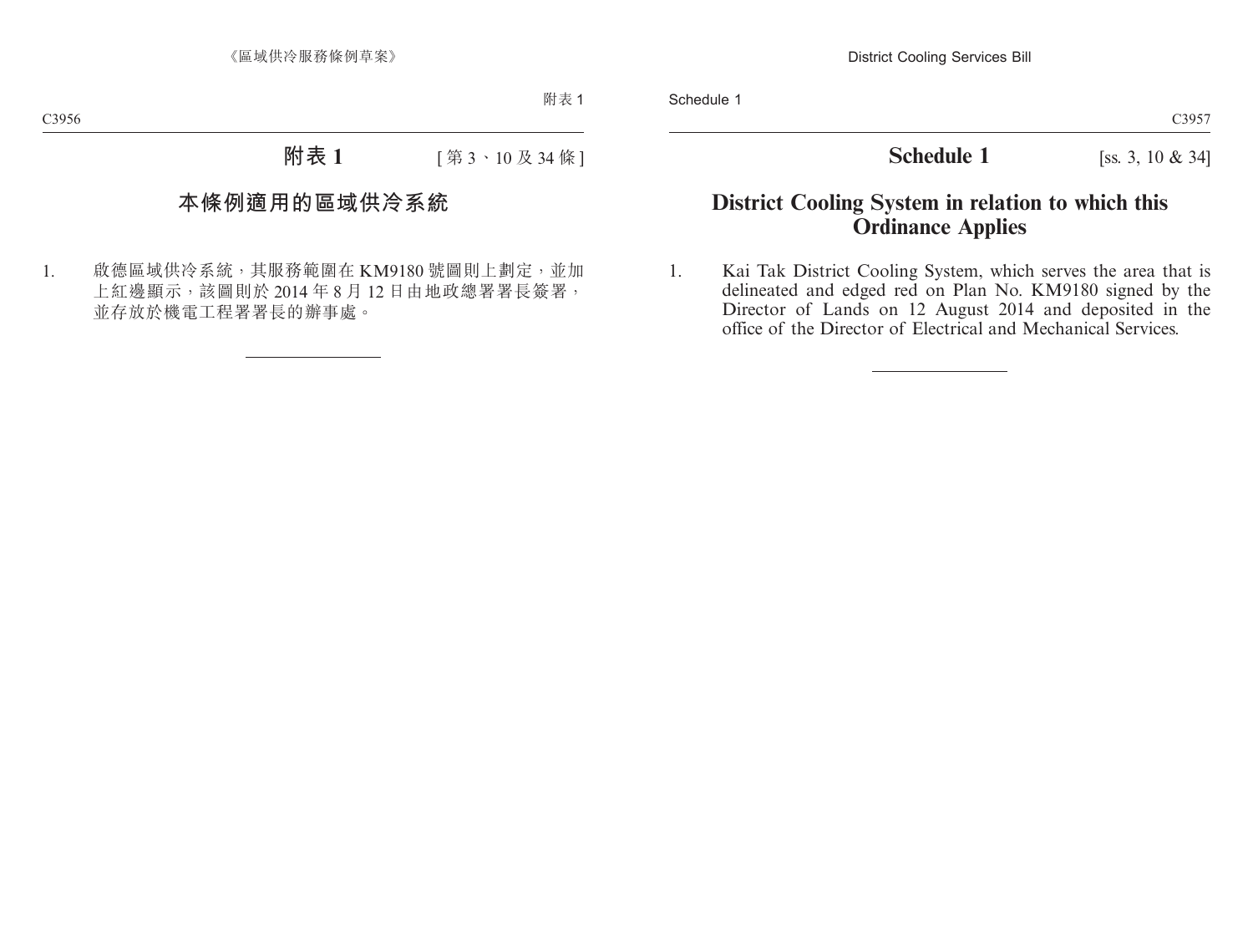# 附表 1

[第 3、10 及 34 條]

## 本條例適用的區域供冷系統

1. 啟德區域供冷系統，其服務範圍在 KM9180 號圖則上劃定，並加上紅邊顯示，該圖則於 2014 年 8 月 12 日由地政總署署長簽署，並存放於機電工程署署長的辦事處。

# Schedule 1

[ss. 3, 10 & 34]

## District Cooling System in relation to which this Ordinance Applies

1. Kai Tak District Cooling System, which serves the area that is delineated and edged red on Plan No. KM9180 signed by the Director of Lands on 12 August 2014 and deposited in the office of the Director of Electrical and Mechanical Services.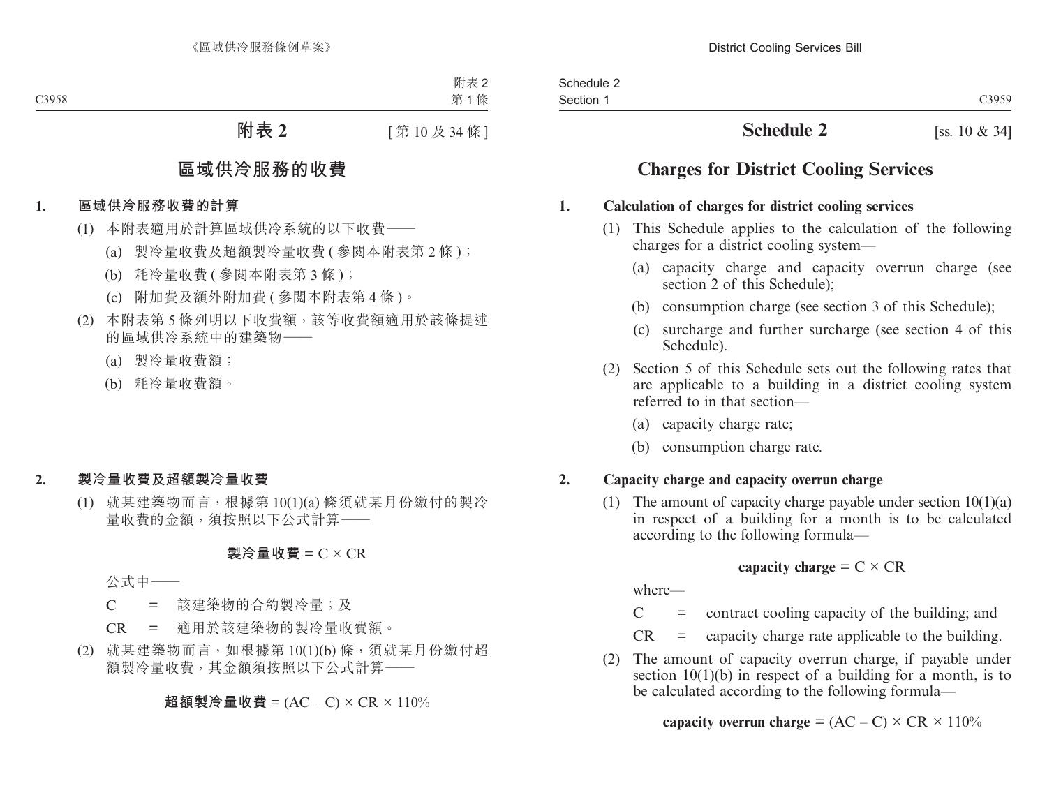# 附表 2

[第 10 及 34 條]

## 區域供冷服務的收費

### 1. 區域供冷服務收費的計算

(1) 本附表適用於計算區域供冷系統的以下收費——

(a) 製冷量收費及超額製冷量收費 (參閱本附表第 2 條)；

(b) 耗冷量收費 (參閱本附表第 3 條)；

(c) 附加費及額外附加費 (參閱本附表第 4 條)。

(2) 本附表第 5 條列明以下收費額，該等收費額適用於該條提述的區域供冷系統中的建築物——

(a) 製冷量收費額；

(b) 耗冷量收費額。

### 2. 製冷量收費及超額製冷量收費

(1) 就某建築物而言，根據第 10(1)(a) 條須就某月份繳付的製冷量收費的金額，須按照以下公式計算——

$$\textbf{製冷量收費} = C \times CR$$

公式中——

C = 該建築物的合約製冷量；及

CR = 適用於該建築物的製冷量收費額。

(2) 就某建築物而言，如根據第 10(1)(b) 條，須就某月份繳付超額製冷量收費，其金額須按照以下公式計算——

$$\textbf{超額製冷量收費} = (AC - C) \times CR \times 110\%$$

# Schedule 2

[ss. 10 & 34]

## Charges for District Cooling Services

### 1. Calculation of charges for district cooling services

(1) This Schedule applies to the calculation of the following charges for a district cooling system—

(a) capacity charge and capacity overrun charge (see section 2 of this Schedule);

(b) consumption charge (see section 3 of this Schedule);

(c) surcharge and further surcharge (see section 4 of this Schedule).

(2) Section 5 of this Schedule sets out the following rates that are applicable to a building in a district cooling system referred to in that section—

(a) capacity charge rate;

(b) consumption charge rate.

### 2. Capacity charge and capacity overrun charge

(1) The amount of capacity charge payable under section 10(1)(a) in respect of a building for a month is to be calculated according to the following formula—

$$\textbf{capacity charge} = C \times CR$$

where—

C = contract cooling capacity of the building; and

CR = capacity charge rate applicable to the building.

(2) The amount of capacity overrun charge, if payable under section 10(1)(b) in respect of a building for a month, is to be calculated according to the following formula—

$$\textbf{capacity overrun charge} = (AC - C) \times CR \times 110\%$$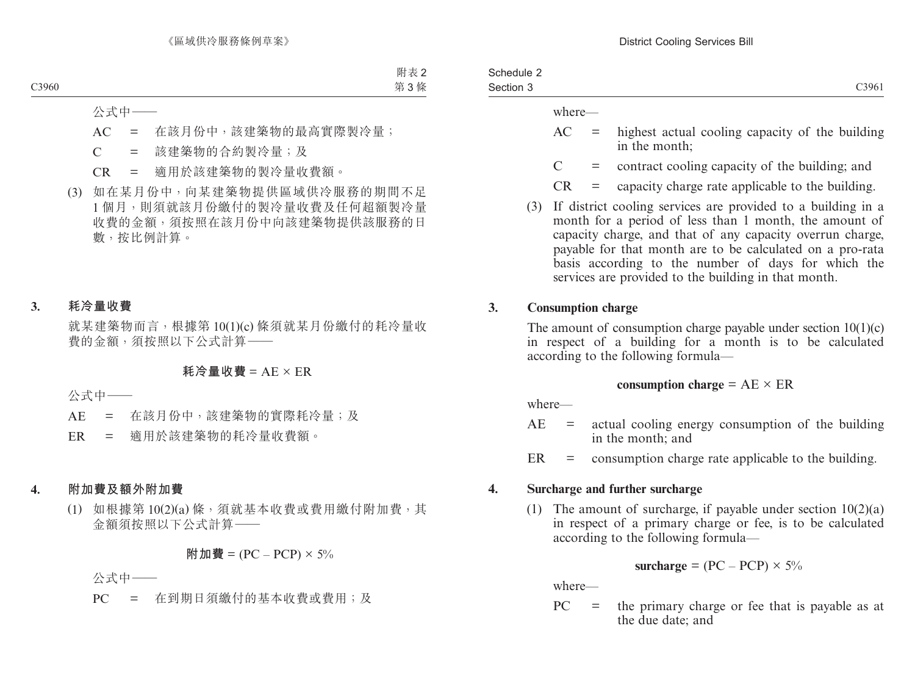公式中——

AC = 在該月份中，該建築物的最高實際製冷量；

C = 該建築物的合約製冷量；及

CR = 適用於該建築物的製冷量收費額。

(3) 如在某月份中，向某建築物提供區域供冷服務的期間不足1個月，則須就該月份繳付的製冷量收費及任何超額製冷量收費的金額，須按照在該月份中向該建築物提供該服務的日數，按比例計算。

### 3. 耗冷量收費

就某建築物而言，根據第10(1)(c)條須就某月份繳付的耗冷量收費的金額，須按照以下公式計算——

$$\textbf{耗冷量收費} = AE \times ER$$

公式中——

AE = 在該月份中，該建築物的實際耗冷量；及

ER = 適用於該建築物的耗冷量收費額。

### 4. 附加費及額外附加費

(1) 如根據第10(2)(a)條，須就基本收費或費用繳付附加費，其金額須按照以下公式計算——

$$\textbf{附加費} = (PC - PCP) \times 5\%$$

公式中——

PC = 在到期日須繳付的基本收費或費用；及

where—

AC = highest actual cooling capacity of the building in the month;

C = contract cooling capacity of the building; and

CR = capacity charge rate applicable to the building.

(3) If district cooling services are provided to a building in a month for a period of less than 1 month, the amount of capacity charge, and that of any capacity overrun charge, payable for that month are to be calculated on a pro-rata basis according to the number of days for which the services are provided to the building in that month.

### 3. Consumption charge

The amount of consumption charge payable under section 10(1)(c) in respect of a building for a month is to be calculated according to the following formula—

$$\textbf{consumption charge} = AE \times ER$$

where—

AE = actual cooling energy consumption of the building in the month; and

ER = consumption charge rate applicable to the building.

### 4. Surcharge and further surcharge

(1) The amount of surcharge, if payable under section 10(2)(a) in respect of a primary charge or fee, is to be calculated according to the following formula—

$$\textbf{surcharge} = (PC - PCP) \times 5\%$$

where—

PC = the primary charge or fee that is payable as at the due date; and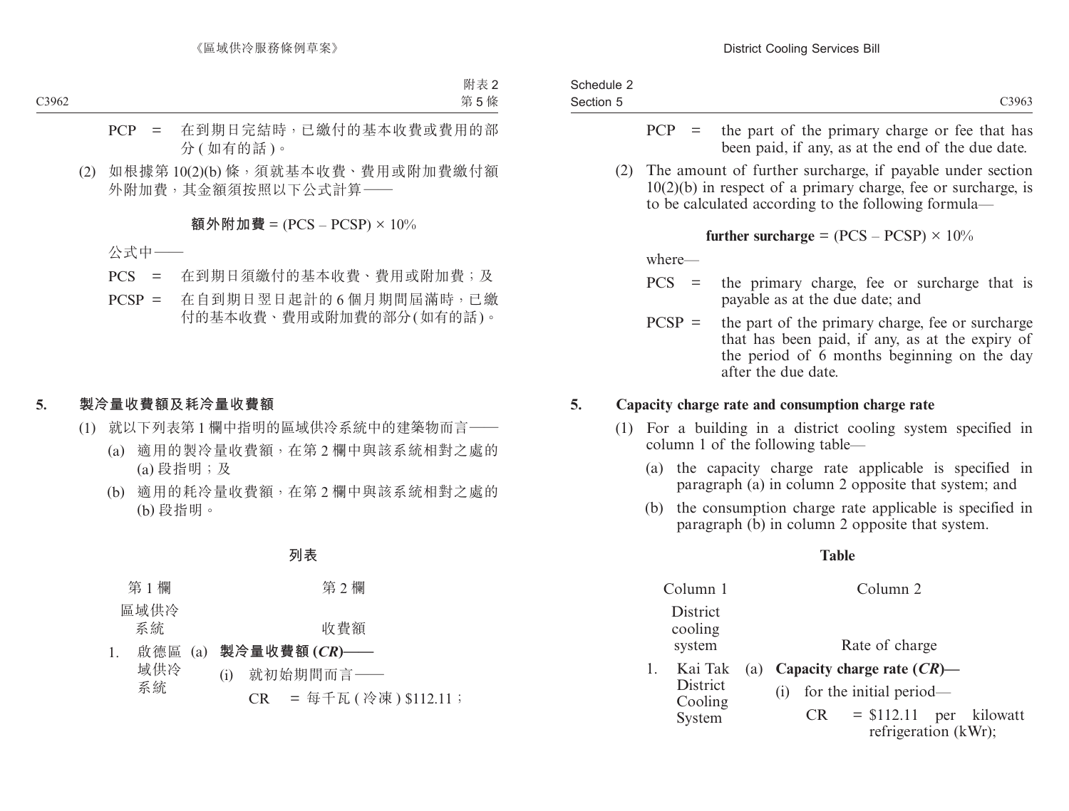PCP = 在到期日完結時，已繳付的基本收費或費用的部分 (如有的話)。

(2) 如根據第 10(2)(b) 條，須就基本收費、費用或附加費繳付額外附加費，其金額須按照以下公式計算——

$$\textbf{額外附加費} = (PCS – PCSP) \times 10\%$$

公式中——

PCS = 在到期日須繳付的基本收費、費用或附加費；及

PCSP = 在自到期日翌日起計的 6 個月期間屆滿時，已繳付的基本收費、費用或附加費的部分 (如有的話)。

**5. 製冷量收費額及耗冷量收費額**

(1) 就以下列表第 1 欄中指明的區域供冷系統中的建築物而言——

(a) 適用的製冷量收費額，在第 2 欄中與該系統相對之處的 (a) 段指明；及

(b) 適用的耗冷量收費額，在第 2 欄中與該系統相對之處的 (b) 段指明。

**列表**

| 第 1 欄 | 第 2 欄 |
|---|---|
| 區域供冷系統 | 收費額 |
| 1. 啟德區域供冷系統 | (a) **製冷量收費額 (*CR*)——** (i) 就初始期間而言—— CR = 每千瓦 (冷凍) \$112.11； |

PCP = the part of the primary charge or fee that has been paid, if any, as at the end of the due date.

(2) The amount of further surcharge, if payable under section 10(2)(b) in respect of a primary charge, fee or surcharge, is to be calculated according to the following formula—

$$\textbf{further surcharge} = (PCS – PCSP) \times 10\%$$

where—

PCS = the primary charge, fee or surcharge that is payable as at the due date; and

PCSP = the part of the primary charge, fee or surcharge that has been paid, if any, as at the expiry of the period of 6 months beginning on the day after the due date.

**5. Capacity charge rate and consumption charge rate**

(1) For a building in a district cooling system specified in column 1 of the following table—

(a) the capacity charge rate applicable is specified in paragraph (a) in column 2 opposite that system; and

(b) the consumption charge rate applicable is specified in paragraph (b) in column 2 opposite that system.

**Table**

| Column 1 | Column 2 |
|---|---|
| District cooling system | Rate of charge |
| 1. Kai Tak District Cooling System | (a) **Capacity charge rate (*CR*)—** (i) for the initial period— CR = \$112.11 per kilowatt refrigeration (kWr); |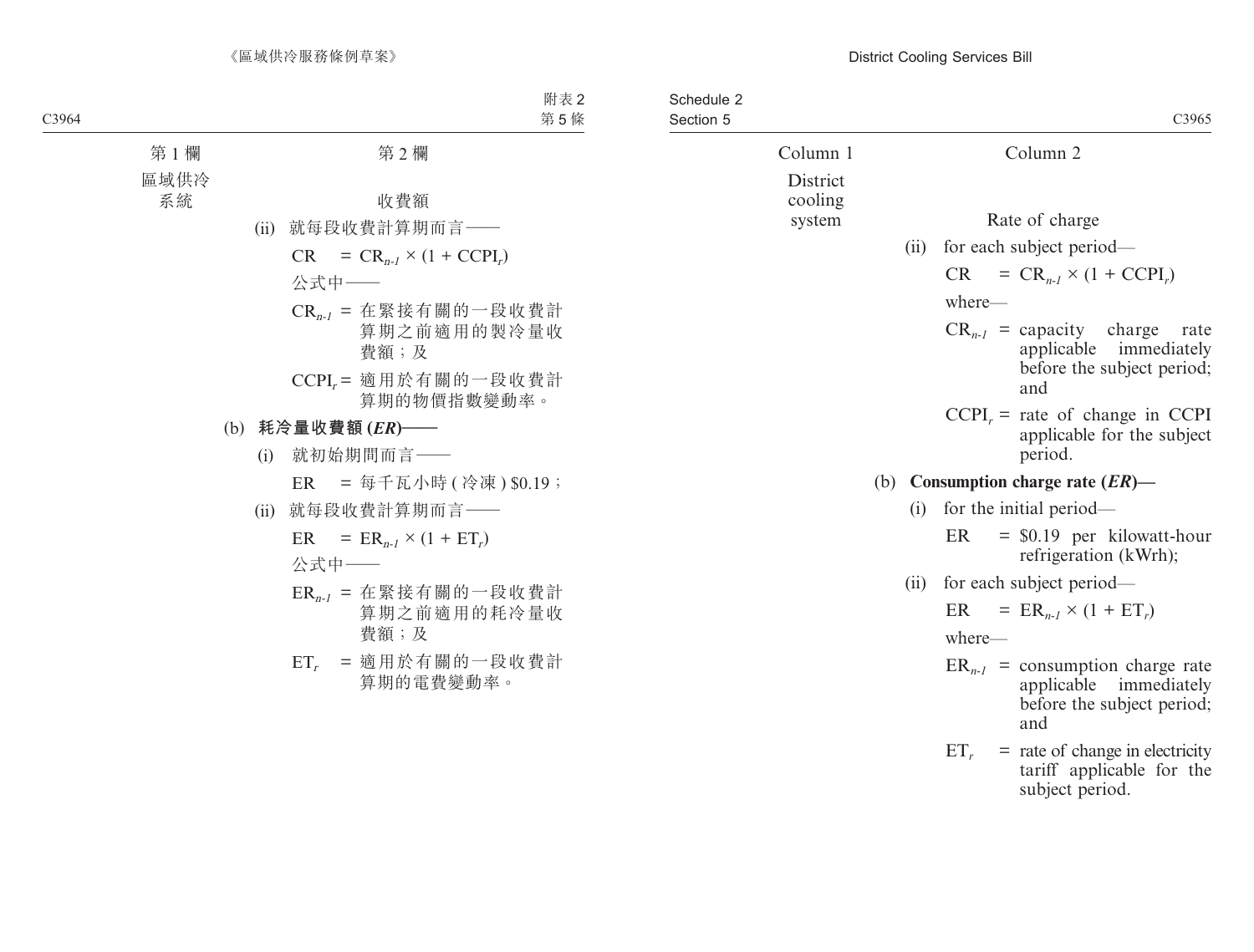| 第 1 欄 | 第 2 欄 |
|---|---|
| 區域供冷系統 | 收費額 |

(ii) 就每段收費計算期而言——

$CR = CR_{n-1} \times (1 + CCPI_r)$

公式中——

$CR_{n-1}$ = 在緊接有關的一段收費計算期之前適用的製冷量收費額；及

$CCPI_r$ = 適用於有關的一段收費計算期的物價指數變動率。

(b) **耗冷量收費額 (*ER*)——**

(i) 就初始期間而言——

$ER$ = 每千瓦小時 ( 冷凍 ) $0.19；

(ii) 就每段收費計算期而言——

$ER = ER_{n-1} \times (1 + ET_r)$

公式中——

$ER_{n-1}$ = 在緊接有關的一段收費計算期之前適用的耗冷量收費額；及

$ET_r$ = 適用於有關的一段收費計算期的電費變動率。

| Column 1 | Column 2 |
|---|---|
| District cooling system | Rate of charge |

(ii) for each subject period—

$CR = CR_{n-1} \times (1 + CCPI_r)$

where—

$CR_{n-1}$ = capacity charge rate applicable immediately before the subject period; and

$CCPI_r$ = rate of change in CCPI applicable for the subject period.

(b) **Consumption charge rate (*ER*)—**

(i) for the initial period—

$ER$ = $0.19 per kilowatt-hour refrigeration (kWrh);

(ii) for each subject period—

$ER = ER_{n-1} \times (1 + ET_r)$

where—

$ER_{n-1}$ = consumption charge rate applicable immediately before the subject period; and

$ET_r$ = rate of change in electricity tariff applicable for the subject period.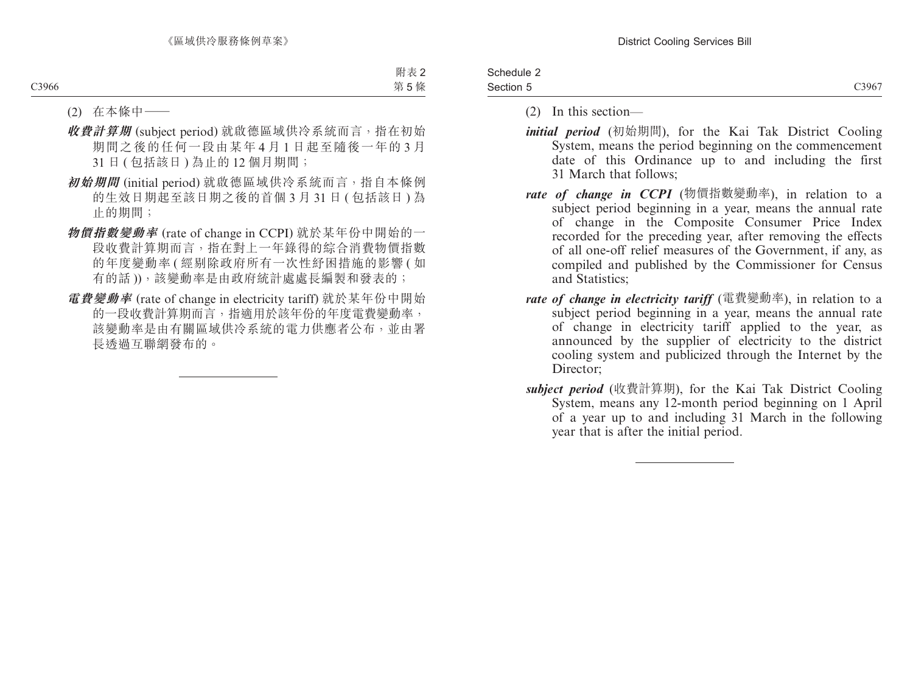附表 2
第 5 條

(2) 在本條中——

***收費計算期*** (subject period) 就啟德區域供冷系統而言，指在初始期間之後的任何一段由某年 4 月 1 日起至隨後一年的 3 月 31 日 ( 包括該日 ) 為止的 12 個月期間；

***初始期間*** (initial period) 就啟德區域供冷系統而言，指自本條例的生效日期起至該日期之後的首個 3 月 31 日 ( 包括該日 ) 為止的期間；

***物價指數變動率*** (rate of change in CCPI) 就於某年份中開始的一段收費計算期而言，指在對上一年錄得的綜合消費物價指數的年度變動率 ( 經剔除政府所有一次性紓困措施的影響 ( 如有的話 ))，該變動率是由政府統計處處長編製和發表的；

***電費變動率*** (rate of change in electricity tariff) 就於某年份中開始的一段收費計算期而言，指適用於該年份的年度電費變動率，該變動率是由有關區域供冷系統的電力供應者公布，並由署長透過互聯網發布的。

Schedule 2
Section 5

(2) In this section—

***initial period*** (初始期間), for the Kai Tak District Cooling System, means the period beginning on the commencement date of this Ordinance up to and including the first 31 March that follows;

***rate of change in CCPI*** (物價指數變動率), in relation to a subject period beginning in a year, means the annual rate of change in the Composite Consumer Price Index recorded for the preceding year, after removing the effects of all one-off relief measures of the Government, if any, as compiled and published by the Commissioner for Census and Statistics;

***rate of change in electricity tariff*** (電費變動率), in relation to a subject period beginning in a year, means the annual rate of change in electricity tariff applied to the year, as announced by the supplier of electricity to the district cooling system and publicized through the Internet by the Director;

***subject period*** (收費計算期), for the Kai Tak District Cooling System, means any 12-month period beginning on 1 April of a year up to and including 31 March in the following year that is after the initial period.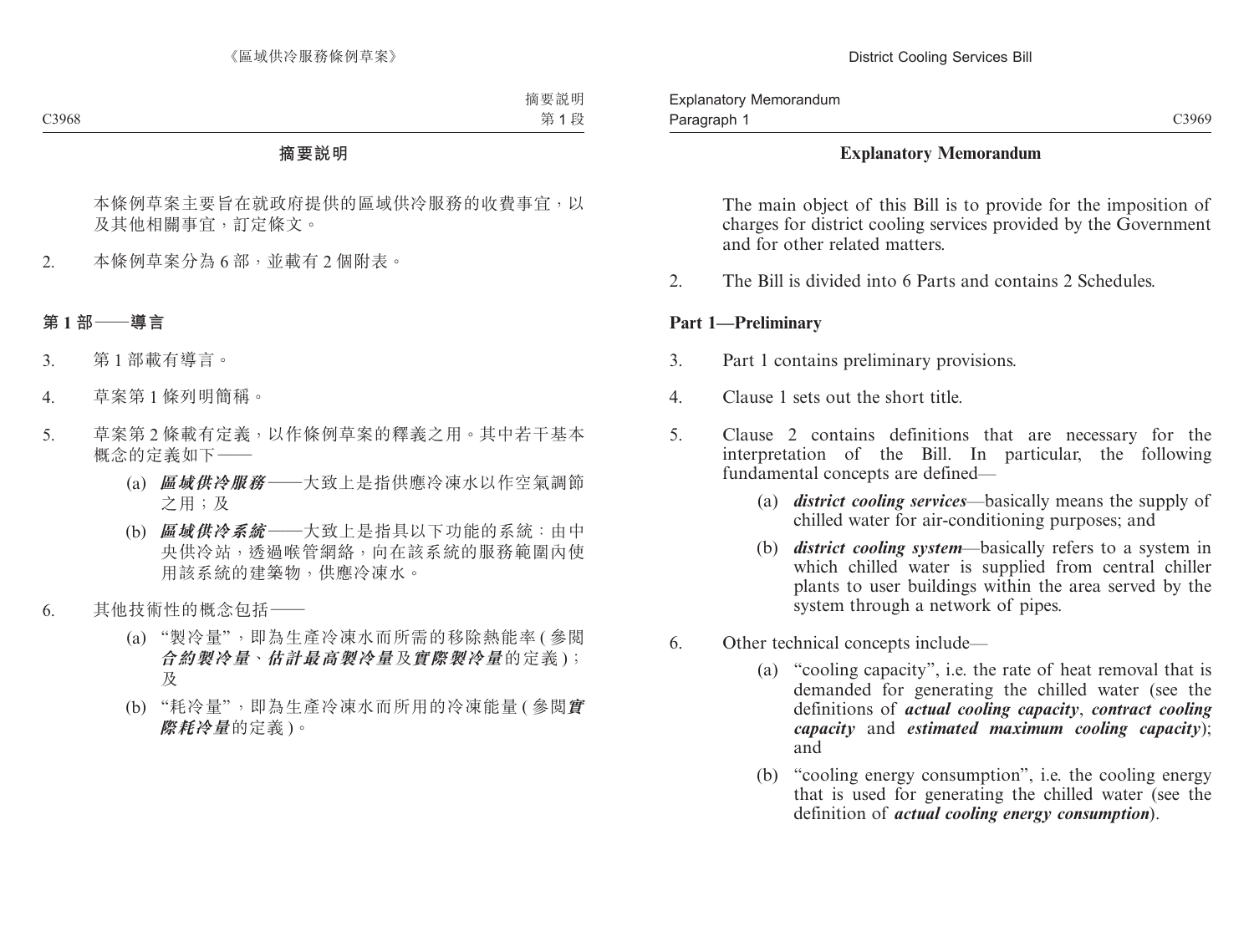## 摘要說明

本條例草案主要旨在就政府提供的區域供冷服務的收費事宜，以及其他相關事宜，訂定條文。

2. 本條例草案分為 6 部，並載有 2 個附表。

### 第 1 部——導言

3. 第 1 部載有導言。

4. 草案第 1 條列明簡稱。

5. 草案第 2 條載有定義，以作條例草案的釋義之用。其中若干基本概念的定義如下——

    (a) ***區域供冷服務***——大致上是指供應冷凍水以作空氣調節之用；及

    (b) ***區域供冷系統***——大致上是指具以下功能的系統：由中央供冷站，透過喉管網絡，向在該系統的服務範圍內使用該系統的建築物，供應冷凍水。

6. 其他技術性的概念包括——

    (a) "製冷量"，即為生產冷凍水而所需的移除熱能率 (參閱***合約製冷量***、***估計最高製冷量***及***實際製冷量***的定義)；及

    (b) "耗冷量"，即為生產冷凍水而所用的冷凍能量 (參閱***實際耗冷量***的定義)。

## Explanatory Memorandum

The main object of this Bill is to provide for the imposition of charges for district cooling services provided by the Government and for other related matters.

2. The Bill is divided into 6 Parts and contains 2 Schedules.

### Part 1—Preliminary

3. Part 1 contains preliminary provisions.

4. Clause 1 sets out the short title.

5. Clause 2 contains definitions that are necessary for the interpretation of the Bill. In particular, the following fundamental concepts are defined—

    (a) ***district cooling services***—basically means the supply of chilled water for air-conditioning purposes; and

    (b) ***district cooling system***—basically refers to a system in which chilled water is supplied from central chiller plants to user buildings within the area served by the system through a network of pipes.

6. Other technical concepts include—

    (a) "cooling capacity", i.e. the rate of heat removal that is demanded for generating the chilled water (see the definitions of ***actual cooling capacity***, ***contract cooling capacity*** and ***estimated maximum cooling capacity***); and

    (b) "cooling energy consumption", i.e. the cooling energy that is used for generating the chilled water (see the definition of ***actual cooling energy consumption***).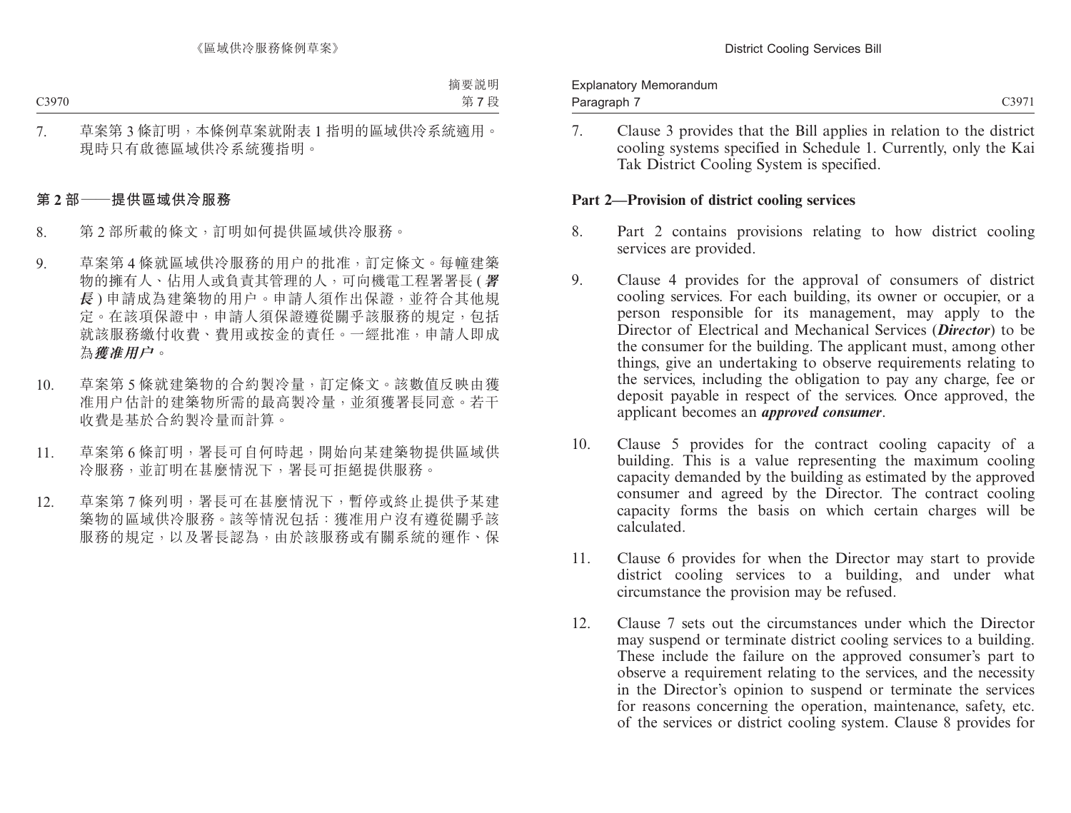7. 草案第 3 條訂明，本條例草案就附表 1 指明的區域供冷系統適用。現時只有啟德區域供冷系統獲指明。

## 第 2 部——提供區域供冷服務

8. 第 2 部所載的條文，訂明如何提供區域供冷服務。

9. 草案第 4 條就區域供冷服務的用户的批准，訂定條文。每幢建築物的擁有人、佔用人或負責其管理的人，可向機電工程署署長 (***署長***) 申請成為建築物的用户。申請人須作出保證，並符合其他規定。在該項保證中，申請人須保證遵從關乎該服務的規定，包括就該服務繳付收費、費用或按金的責任。一經批准，申請人即成為***獲准用户***。

10. 草案第 5 條就建築物的合約製冷量，訂定條文。該數值反映由獲准用户估計的建築物所需的最高製冷量，並須獲署長同意。若干收費是基於合約製冷量而計算。

11. 草案第 6 條訂明，署長可自何時起，開始向某建築物提供區域供冷服務，並訂明在甚麼情況下，署長可拒絕提供服務。

12. 草案第 7 條列明，署長可在甚麼情況下，暫停或終止提供予某建築物的區域供冷服務。該等情況包括：獲准用户沒有遵從關乎該服務的規定，以及署長認為，由於該服務或有關系統的運作、保

7. Clause 3 provides that the Bill applies in relation to the district cooling systems specified in Schedule 1. Currently, only the Kai Tak District Cooling System is specified.

## Part 2—Provision of district cooling services

8. Part 2 contains provisions relating to how district cooling services are provided.

9. Clause 4 provides for the approval of consumers of district cooling services. For each building, its owner or occupier, or a person responsible for its management, may apply to the Director of Electrical and Mechanical Services (***Director***) to be the consumer for the building. The applicant must, among other things, give an undertaking to observe requirements relating to the services, including the obligation to pay any charge, fee or deposit payable in respect of the services. Once approved, the applicant becomes an ***approved consumer***.

10. Clause 5 provides for the contract cooling capacity of a building. This is a value representing the maximum cooling capacity demanded by the building as estimated by the approved consumer and agreed by the Director. The contract cooling capacity forms the basis on which certain charges will be calculated.

11. Clause 6 provides for when the Director may start to provide district cooling services to a building, and under what circumstance the provision may be refused.

12. Clause 7 sets out the circumstances under which the Director may suspend or terminate district cooling services to a building. These include the failure on the approved consumer's part to observe a requirement relating to the services, and the necessity in the Director's opinion to suspend or terminate the services for reasons concerning the operation, maintenance, safety, etc. of the services or district cooling system. Clause 8 provides for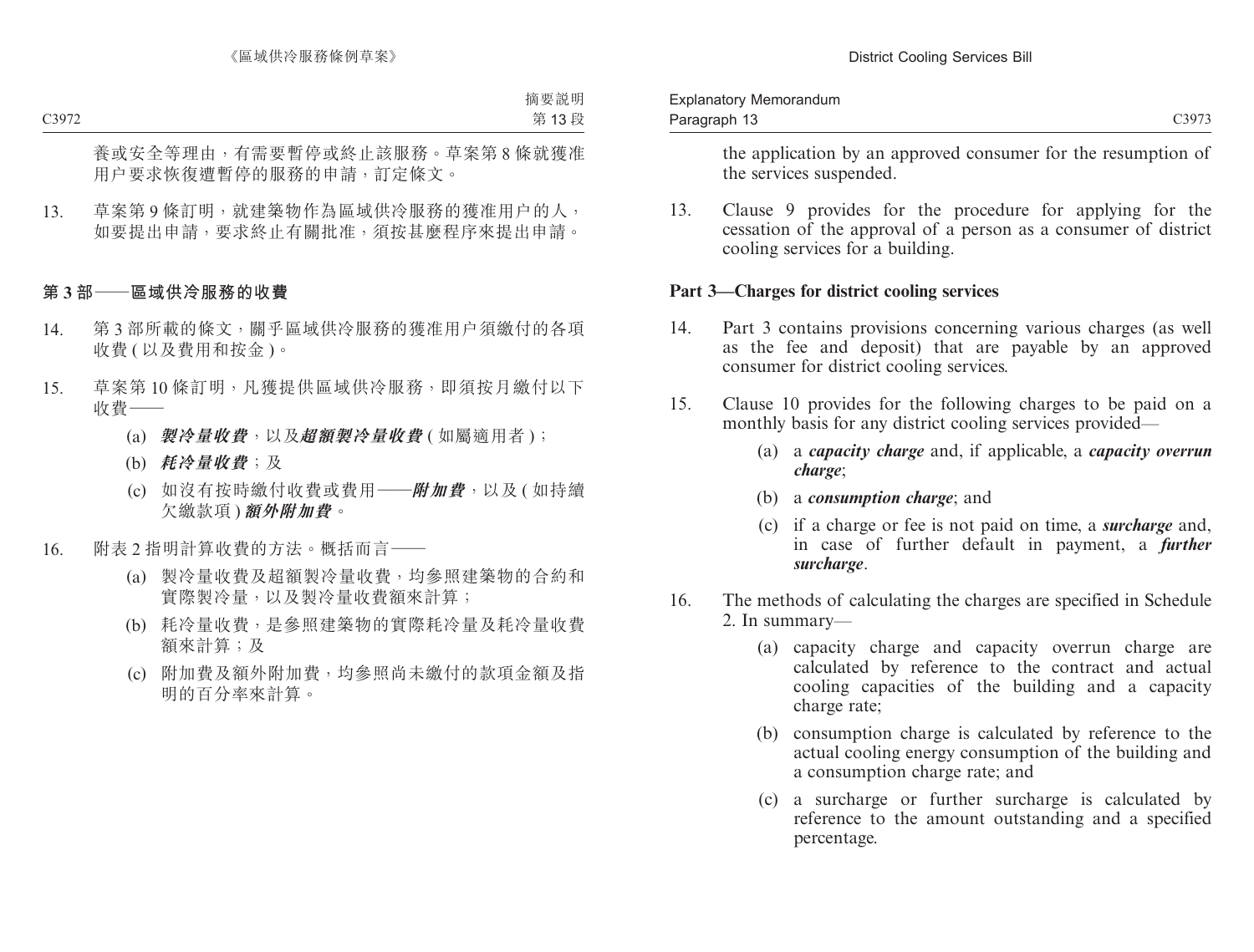養或安全等理由，有需要暫停或終止該服務。草案第 8 條就獲准用户要求恢復遭暫停的服務的申請，訂定條文。

13. 草案第 9 條訂明，就建築物作為區域供冷服務的獲准用户的人，如要提出申請，要求終止有關批准，須按甚麼程序來提出申請。

## 第 3 部——區域供冷服務的收費

14. 第 3 部所載的條文，關乎區域供冷服務的獲准用户須繳付的各項收費 (以及費用和按金)。

15. 草案第 10 條訂明，凡獲提供區域供冷服務，即須按月繳付以下收費——

    (a) ***製冷量收費***，以及***超額製冷量收費*** (如屬適用者)；

    (b) ***耗冷量收費***；及

    (c) 如沒有按時繳付收費或費用——***附加費***，以及 (如持續欠繳款項) ***額外附加費***。

16. 附表 2 指明計算收費的方法。概括而言——

    (a) 製冷量收費及超額製冷量收費，均參照建築物的合約和實際製冷量，以及製冷量收費額來計算；

    (b) 耗冷量收費，是參照建築物的實際耗冷量及耗冷量收費額來計算；及

    (c) 附加費及額外附加費，均參照尚未繳付的款項金額及指明的百分率來計算。

the application by an approved consumer for the resumption of the services suspended.

13. Clause 9 provides for the procedure for applying for the cessation of the approval of a person as a consumer of district cooling services for a building.

## Part 3—Charges for district cooling services

14. Part 3 contains provisions concerning various charges (as well as the fee and deposit) that are payable by an approved consumer for district cooling services.

15. Clause 10 provides for the following charges to be paid on a monthly basis for any district cooling services provided—

    (a) a ***capacity charge*** and, if applicable, a ***capacity overrun charge***;

    (b) a ***consumption charge***; and

    (c) if a charge or fee is not paid on time, a ***surcharge*** and, in case of further default in payment, a ***further surcharge***.

16. The methods of calculating the charges are specified in Schedule 2. In summary—

    (a) capacity charge and capacity overrun charge are calculated by reference to the contract and actual cooling capacities of the building and a capacity charge rate;

    (b) consumption charge is calculated by reference to the actual cooling energy consumption of the building and a consumption charge rate; and

    (c) a surcharge or further surcharge is calculated by reference to the amount outstanding and a specified percentage.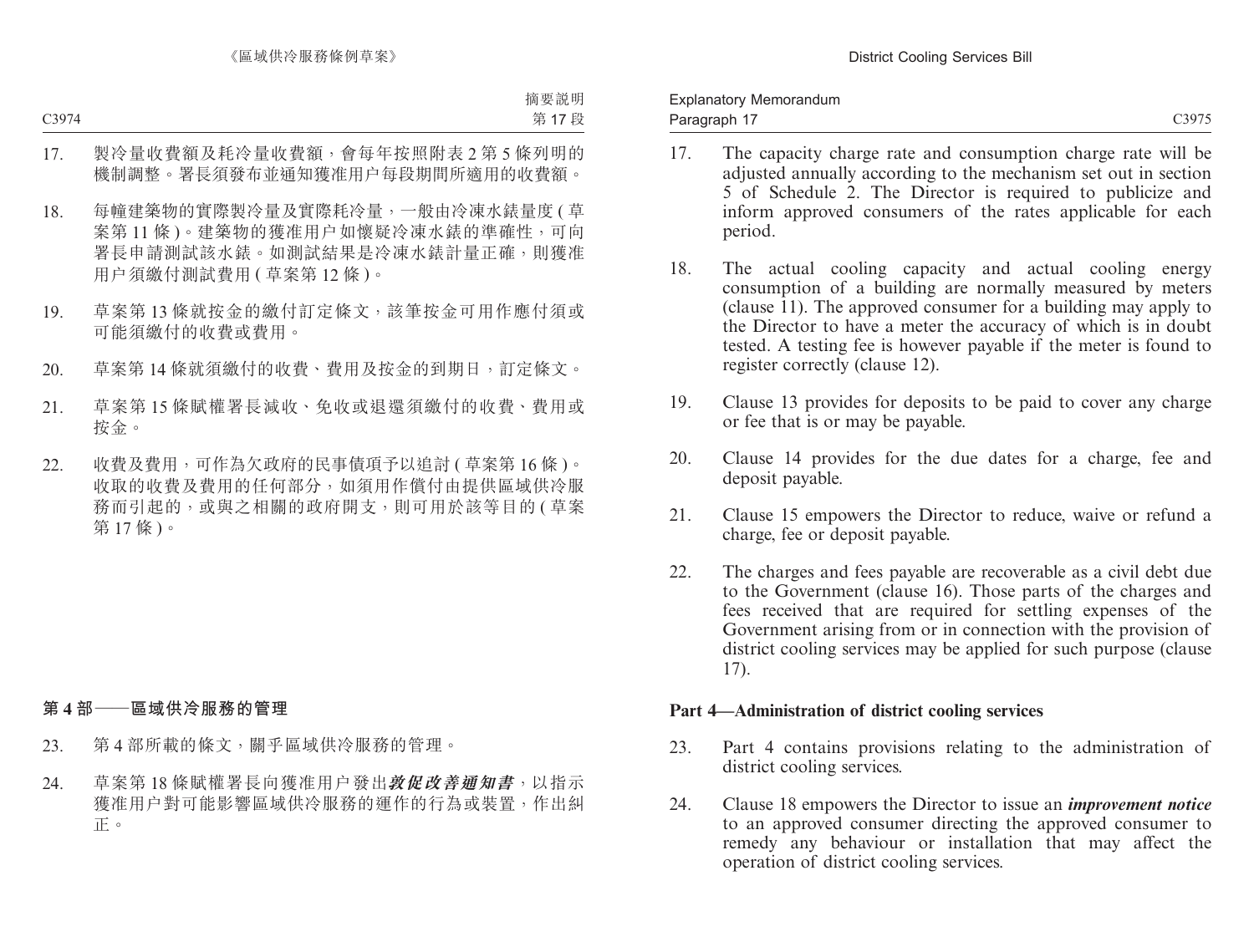17. 製冷量收費額及耗冷量收費額，會每年按照附表 2 第 5 條列明的機制調整。署長須發布並通知獲准用户每段期間所適用的收費額。

18. 每幢建築物的實際製冷量及實際耗冷量，一般由冷凍水錶量度 ( 草案第 11 條 )。建築物的獲准用户如懷疑冷凍水錶的準確性，可向署長申請測試該水錶。如測試結果是冷凍水錶計量正確，則獲准用户須繳付測試費用 ( 草案第 12 條 )。

19. 草案第 13 條就按金的繳付訂定條文，該筆按金可用作應付須或可能須繳付的收費或費用。

20. 草案第 14 條就須繳付的收費、費用及按金的到期日，訂定條文。

21. 草案第 15 條賦權署長減收、免收或退還須繳付的收費、費用或按金。

22. 收費及費用，可作為欠政府的民事債項予以追討 ( 草案第 16 條 )。收取的收費及費用的任何部分，如須用作償付由提供區域供冷服務而引起的，或與之相關的政府開支，則可用於該等目的 ( 草案第 17 條 )。

## 第 4 部——區域供冷服務的管理

23. 第 4 部所載的條文，關乎區域供冷服務的管理。

24. 草案第 18 條賦權署長向獲准用户發出***敦促改善通知書***，以指示獲准用户對可能影響區域供冷服務的運作的行為或裝置，作出糾正。

17. The capacity charge rate and consumption charge rate will be adjusted annually according to the mechanism set out in section 5 of Schedule 2. The Director is required to publicize and inform approved consumers of the rates applicable for each period.

18. The actual cooling capacity and actual cooling energy consumption of a building are normally measured by meters (clause 11). The approved consumer for a building may apply to the Director to have a meter the accuracy of which is in doubt tested. A testing fee is however payable if the meter is found to register correctly (clause 12).

19. Clause 13 provides for deposits to be paid to cover any charge or fee that is or may be payable.

20. Clause 14 provides for the due dates for a charge, fee and deposit payable.

21. Clause 15 empowers the Director to reduce, waive or refund a charge, fee or deposit payable.

22. The charges and fees payable are recoverable as a civil debt due to the Government (clause 16). Those parts of the charges and fees received that are required for settling expenses of the Government arising from or in connection with the provision of district cooling services may be applied for such purpose (clause 17).

## Part 4—Administration of district cooling services

23. Part 4 contains provisions relating to the administration of district cooling services.

24. Clause 18 empowers the Director to issue an ***improvement notice*** to an approved consumer directing the approved consumer to remedy any behaviour or installation that may affect the operation of district cooling services.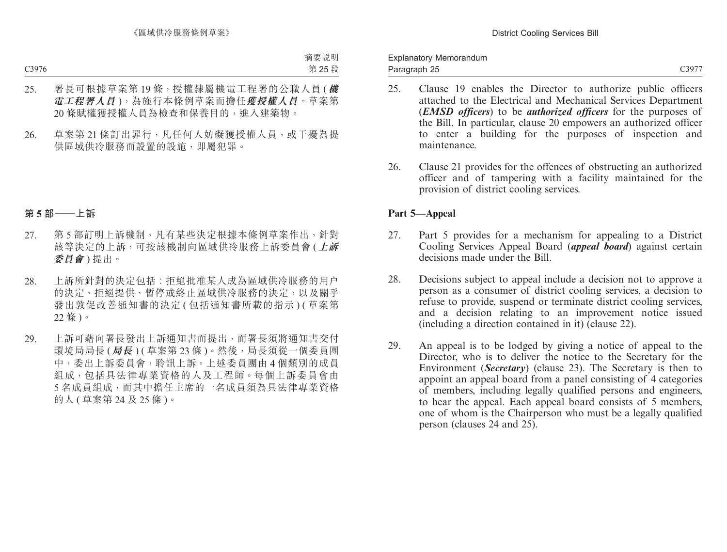摘要說明
第 25 段

25. 署長可根據草案第 19 條，授權隸屬機電工程署的公職人員 (***機電工程署人員***)，為施行本條例草案而擔任***獲授權人員***。草案第 20 條賦權獲授權人員為檢查和保養目的，進入建築物。

26. 草案第 21 條訂出罪行，凡任何人妨礙獲授權人員，或干擾為提供區域供冷服務而設置的設施，即屬犯罪。

## 第 5 部——上訴

27. 第 5 部訂明上訴機制，凡有某些決定根據本條例草案作出，針對該等決定的上訴，可按該機制向區域供冷服務上訴委員會 (***上訴委員會***) 提出。

28. 上訴所針對的決定包括：拒絕批准某人成為區域供冷服務的用户的決定、拒絕提供、暫停或終止區域供冷服務的決定，以及關乎發出敦促改善通知書的決定 (包括通知書所載的指示) (草案第 22 條)。

29. 上訴可藉向署長發出上訴通知書而提出，而署長須將通知書交付環境局局長 (***局長***) (草案第 23 條)。然後，局長須從一個委員團中，委出上訴委員會，聆訊上訴。上述委員團由 4 個類別的成員組成，包括具法律專業資格的人及工程師。每個上訴委員會由 5 名成員組成，而其中擔任主席的一名成員須為具法律專業資格的人 (草案第 24 及 25 條)。

Explanatory Memorandum
Paragraph 25

25. Clause 19 enables the Director to authorize public officers attached to the Electrical and Mechanical Services Department (***EMSD officers***) to be ***authorized officers*** for the purposes of the Bill. In particular, clause 20 empowers an authorized officer to enter a building for the purposes of inspection and maintenance.

26. Clause 21 provides for the offences of obstructing an authorized officer and of tampering with a facility maintained for the provision of district cooling services.

## Part 5—Appeal

27. Part 5 provides for a mechanism for appealing to a District Cooling Services Appeal Board (***appeal board***) against certain decisions made under the Bill.

28. Decisions subject to appeal include a decision not to approve a person as a consumer of district cooling services, a decision to refuse to provide, suspend or terminate district cooling services, and a decision relating to an improvement notice issued (including a direction contained in it) (clause 22).

29. An appeal is to be lodged by giving a notice of appeal to the Director, who is to deliver the notice to the Secretary for the Environment (***Secretary***) (clause 23). The Secretary is then to appoint an appeal board from a panel consisting of 4 categories of members, including legally qualified persons and engineers, to hear the appeal. Each appeal board consists of 5 members, one of whom is the Chairperson who must be a legally qualified person (clauses 24 and 25).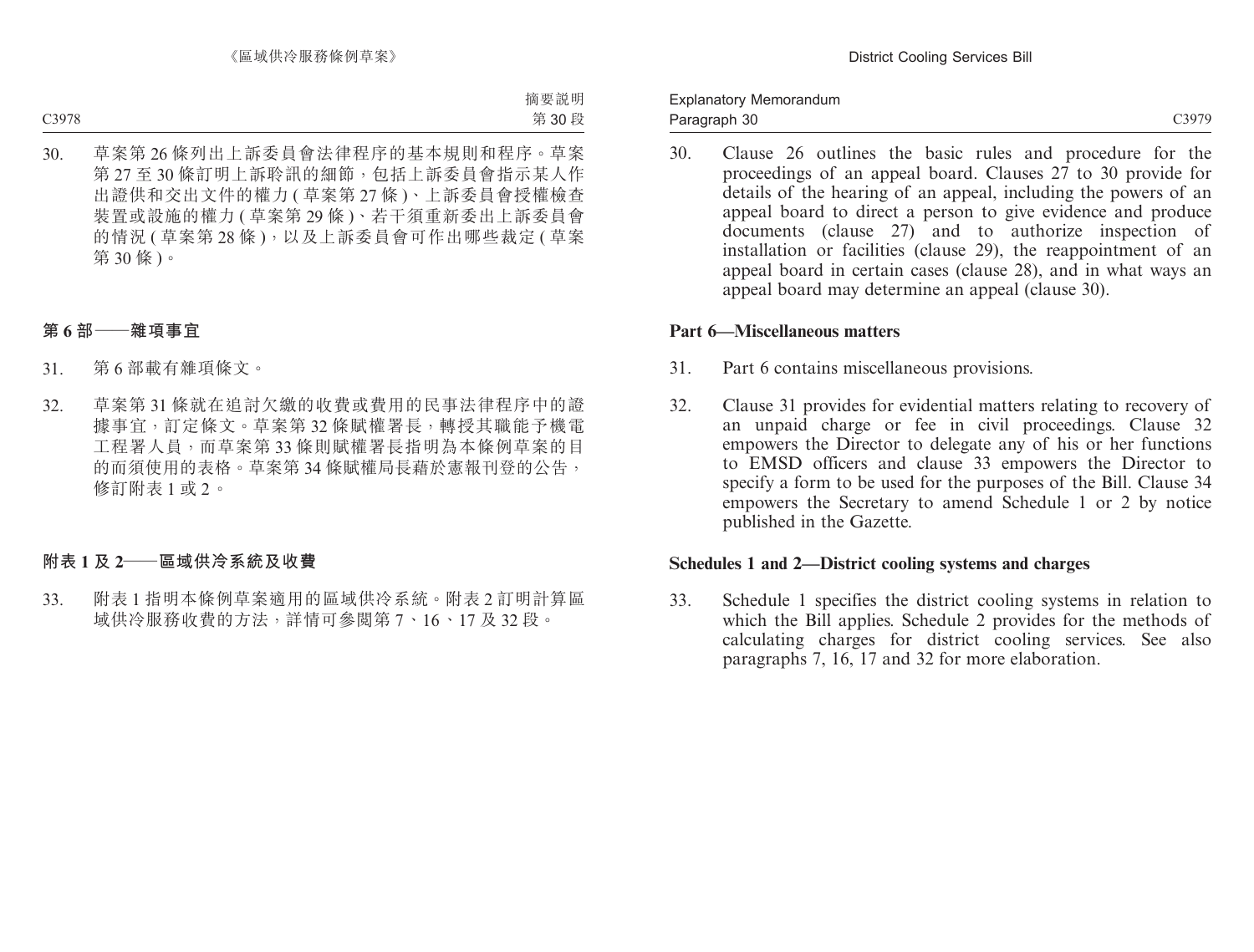30. 草案第 26 條列出上訴委員會法律程序的基本規則和程序。草案第 27 至 30 條訂明上訴聆訊的細節，包括上訴委員會指示某人作出證供和交出文件的權力 ( 草案第 27 條 )、上訴委員會授權檢查裝置或設施的權力 ( 草案第 29 條 )、若干須重新委出上訴委員會的情況 ( 草案第 28 條 )，以及上訴委員會可作出哪些裁定 ( 草案第 30 條 )。

## 第 6 部——雜項事宜

31. 第 6 部載有雜項條文。

32. 草案第 31 條就在追討欠繳的收費或費用的民事法律程序中的證據事宜，訂定條文。草案第 32 條賦權署長，轉授其職能予機電工程署人員，而草案第 33 條則賦權署長指明為本條例草案的目的而須使用的表格。草案第 34 條賦權局長藉於憲報刊登的公告，修訂附表 1 或 2。

## 附表 1 及 2——區域供冷系統及收費

33. 附表 1 指明本條例草案適用的區域供冷系統。附表 2 訂明計算區域供冷服務收費的方法，詳情可參閱第 7、16、17 及 32 段。

30. Clause 26 outlines the basic rules and procedure for the proceedings of an appeal board. Clauses 27 to 30 provide for details of the hearing of an appeal, including the powers of an appeal board to direct a person to give evidence and produce documents (clause 27) and to authorize inspection of installation or facilities (clause 29), the reappointment of an appeal board in certain cases (clause 28), and in what ways an appeal board may determine an appeal (clause 30).

## Part 6—Miscellaneous matters

31. Part 6 contains miscellaneous provisions.

32. Clause 31 provides for evidential matters relating to recovery of an unpaid charge or fee in civil proceedings. Clause 32 empowers the Director to delegate any of his or her functions to EMSD officers and clause 33 empowers the Director to specify a form to be used for the purposes of the Bill. Clause 34 empowers the Secretary to amend Schedule 1 or 2 by notice published in the Gazette.

## Schedules 1 and 2—District cooling systems and charges

33. Schedule 1 specifies the district cooling systems in relation to which the Bill applies. Schedule 2 provides for the methods of calculating charges for district cooling services. See also paragraphs 7, 16, 17 and 32 for more elaboration.